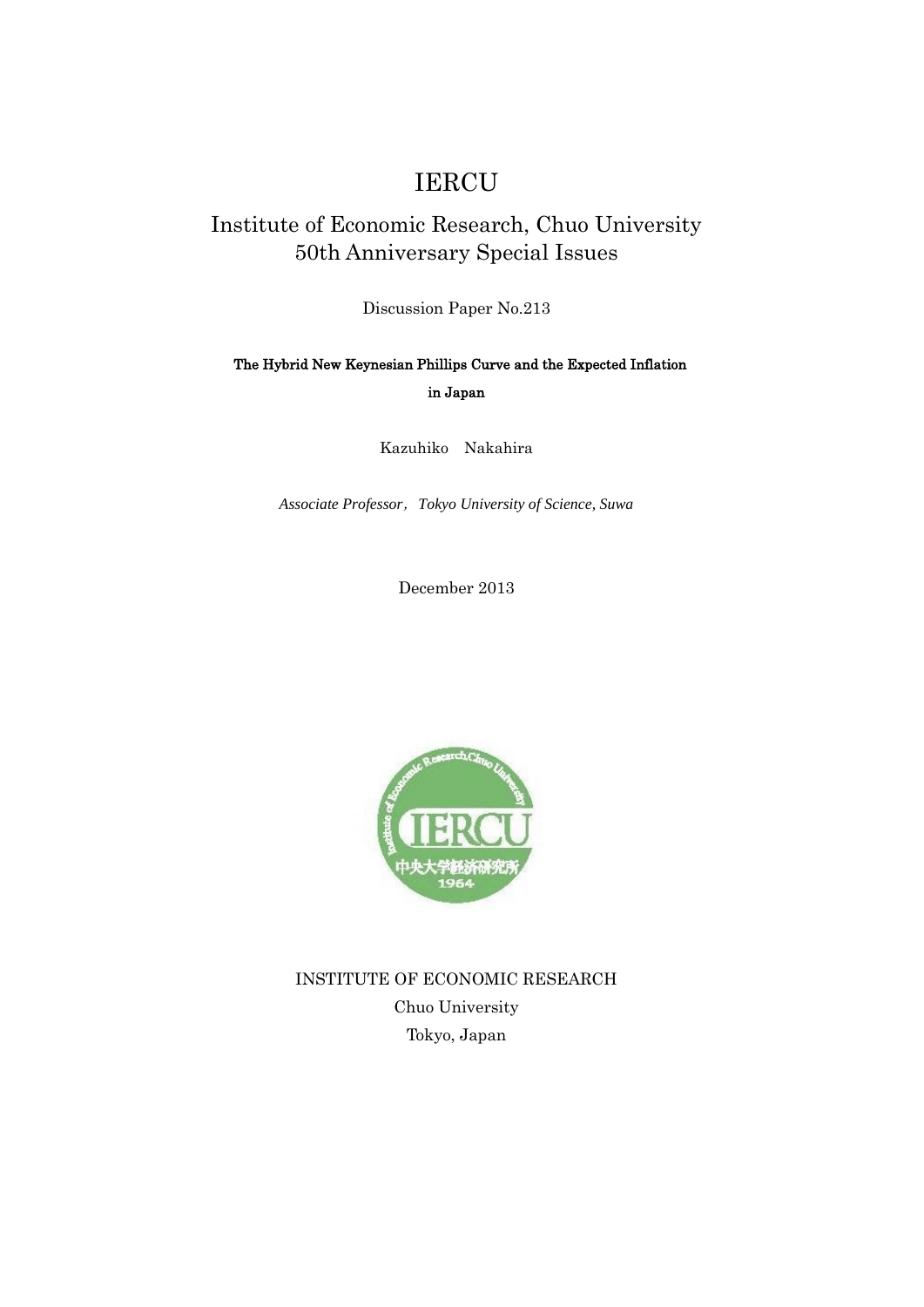# IERCU

## Institute of Economic Research, Chuo University
## 50th Anniversary Special Issues

Discussion Paper No.213

**The Hybrid New Keynesian Phillips Curve and the Expected Inflation in Japan**

Kazuhiko　Nakahira

*Associate Professor，Tokyo University of Science, Suwa*

December 2013

INSTITUTE OF ECONOMIC RESEARCH
Chuo University
Tokyo, Japan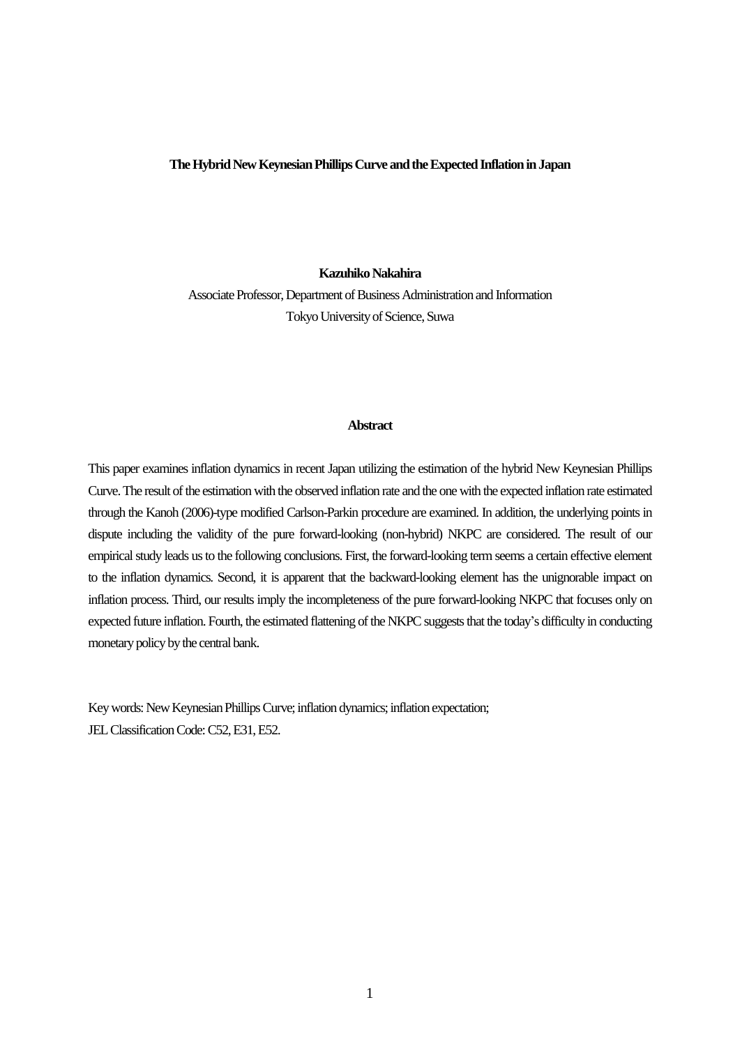**The Hybrid New Keynesian Phillips Curve and the Expected Inflation in Japan**

**Kazuhiko Nakahira**

Associate Professor, Department of Business Administration and Information
Tokyo University of Science, Suwa

**Abstract**

This paper examines inflation dynamics in recent Japan utilizing the estimation of the hybrid New Keynesian Phillips Curve. The result of the estimation with the observed inflation rate and the one with the expected inflation rate estimated through the Kanoh (2006)-type modified Carlson-Parkin procedure are examined. In addition, the underlying points in dispute including the validity of the pure forward-looking (non-hybrid) NKPC are considered. The result of our empirical study leads us to the following conclusions. First, the forward-looking term seems a certain effective element to the inflation dynamics. Second, it is apparent that the backward-looking element has the unignorable impact on inflation process. Third, our results imply the incompleteness of the pure forward-looking NKPC that focuses only on expected future inflation. Fourth, the estimated flattening of the NKPC suggests that the today's difficulty in conducting monetary policy by the central bank.

Key words: New Keynesian Phillips Curve; inflation dynamics; inflation expectation;
JEL Classification Code: C52, E31, E52.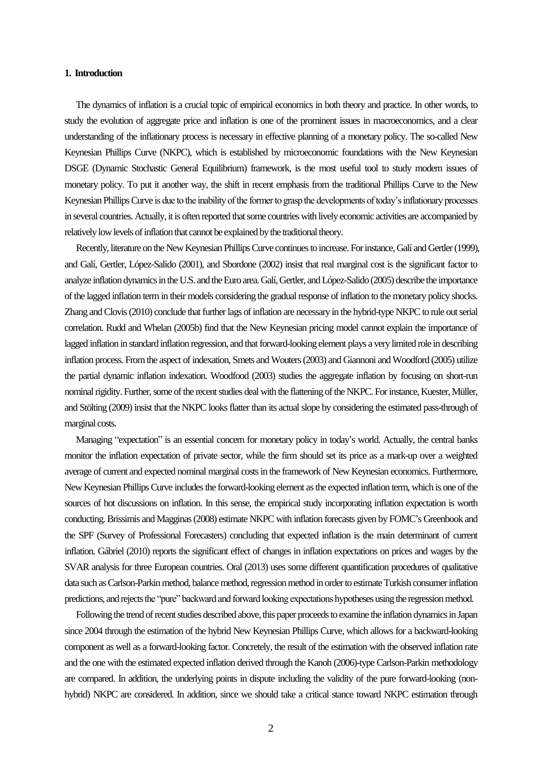## 1. Introduction

The dynamics of inflation is a crucial topic of empirical economics in both theory and practice. In other words, to study the evolution of aggregate price and inflation is one of the prominent issues in macroeconomics, and a clear understanding of the inflationary process is necessary in effective planning of a monetary policy. The so-called New Keynesian Phillips Curve (NKPC), which is established by microeconomic foundations with the New Keynesian DSGE (Dynamic Stochastic General Equilibrium) framework, is the most useful tool to study modern issues of monetary policy. To put it another way, the shift in recent emphasis from the traditional Phillips Curve to the New Keynesian Phillips Curve is due to the inability of the former to grasp the developments of today's inflationary processes in several countries. Actually, it is often reported that some countries with lively economic activities are accompanied by relatively low levels of inflation that cannot be explained by the traditional theory.

Recently, literature on the New Keynesian Phillips Curve continues to increase. For instance, Galí and Gertler (1999), and Galí, Gertler, López-Salido (2001), and Sbordone (2002) insist that real marginal cost is the significant factor to analyze inflation dynamics in the U.S. and the Euro area. Galí, Gertler, and López-Salido (2005) describe the importance of the lagged inflation term in their models considering the gradual response of inflation to the monetary policy shocks. Zhang and Clovis (2010) conclude that further lags of inflation are necessary in the hybrid-type NKPC to rule out serial correlation. Rudd and Whelan (2005b) find that the New Keynesian pricing model cannot explain the importance of lagged inflation in standard inflation regression, and that forward-looking element plays a very limited role in describing inflation process. From the aspect of indexation, Smets and Wouters (2003) and Giannoni and Woodford (2005) utilize the partial dynamic inflation indexation. Woodfood (2003) studies the aggregate inflation by focusing on short-run nominal rigidity. Further, some of the recent studies deal with the flattening of the NKPC. For instance, Kuester, Müller, and Stölting (2009) insist that the NKPC looks flatter than its actual slope by considering the estimated pass-through of marginal costs.

Managing "expectation" is an essential concern for monetary policy in today's world. Actually, the central banks monitor the inflation expectation of private sector, while the firm should set its price as a mark-up over a weighted average of current and expected nominal marginal costs in the framework of New Keynesian economics. Furthermore, New Keynesian Phillips Curve includes the forward-looking element as the expected inflation term, which is one of the sources of hot discussions on inflation. In this sense, the empirical study incorporating inflation expectation is worth conducting. Brissimis and Magginas (2008) estimate NKPC with inflation forecasts given by FOMC's Greenbook and the SPF (Survey of Professional Forecasters) concluding that expected inflation is the main determinant of current inflation. Gábriel (2010) reports the significant effect of changes in inflation expectations on prices and wages by the SVAR analysis for three European countries. Oral (2013) uses some different quantification procedures of qualitative data such as Carlson-Parkin method, balance method, regression method in order to estimate Turkish consumer inflation predictions, and rejects the "pure" backward and forward looking expectations hypotheses using the regression method.

Following the trend of recent studies described above, this paper proceeds to examine the inflation dynamics in Japan since 2004 through the estimation of the hybrid New Keynesian Phillips Curve, which allows for a backward-looking component as well as a forward-looking factor. Concretely, the result of the estimation with the observed inflation rate and the one with the estimated expected inflation derived through the Kanoh (2006)-type Carlson-Parkin methodology are compared. In addition, the underlying points in dispute including the validity of the pure forward-looking (non-hybrid) NKPC are considered. In addition, since we should take a critical stance toward NKPC estimation through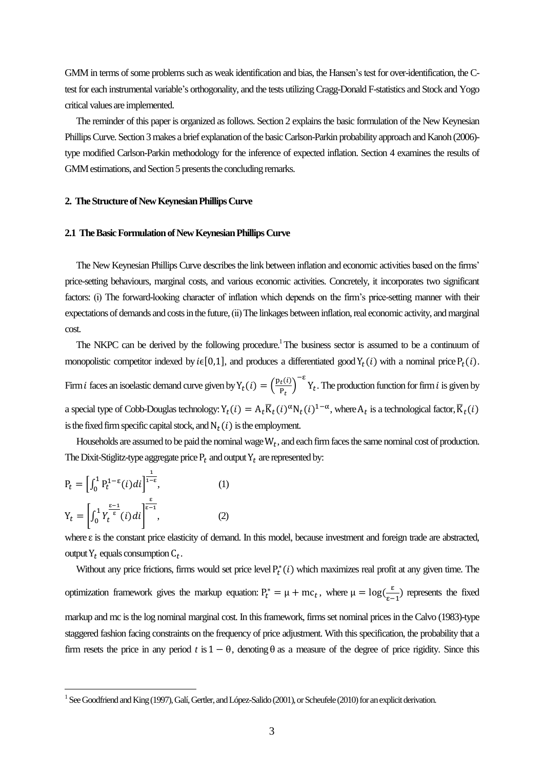GMM in terms of some problems such as weak identification and bias, the Hansen's test for over-identification, the C-test for each instrumental variable's orthogonality, and the tests utilizing Cragg-Donald F-statistics and Stock and Yogo critical values are implemented.

The reminder of this paper is organized as follows. Section 2 explains the basic formulation of the New Keynesian Phillips Curve. Section 3 makes a brief explanation of the basic Carlson-Parkin probability approach and Kanoh (2006)-type modified Carlson-Parkin methodology for the inference of expected inflation. Section 4 examines the results of GMM estimations, and Section 5 presents the concluding remarks.

## 2. The Structure of New Keynesian Phillips Curve

### 2.1 The Basic Formulation of New Keynesian Phillips Curve

The New Keynesian Phillips Curve describes the link between inflation and economic activities based on the firms' price-setting behaviours, marginal costs, and various economic activities. Concretely, it incorporates two significant factors: (i) The forward-looking character of inflation which depends on the firm's price-setting manner with their expectations of demands and costs in the future, (ii) The linkages between inflation, real economic activity, and marginal cost.

The NKPC can be derived by the following procedure.[1] The business sector is assumed to be a continuum of monopolistic competitor indexed by $i\epsilon[0,1]$, and produces a differentiated good $\mathrm{Y}_t(i)$ with a nominal price $\mathrm{P}_t(i)$. Firm $i$ faces an isoelastic demand curve given by $\mathrm{Y}_t(i) = \left(\frac{\mathrm{P}_t(i)}{\mathrm{P}_t}\right)^{-\varepsilon}\mathrm{Y}_t$. The production function for firm $i$ is given by a special type of Cobb-Douglas technology: $\mathrm{Y}_t(i) = \mathrm{A}_t\overline{\mathrm{K}}_t(i)^{\alpha}\mathrm{N}_t(i)^{1-\alpha}$, where $\mathrm{A}_t$ is a technological factor, $\overline{\mathrm{K}}_t(i)$ is the fixed firm specific capital stock, and $\mathrm{N}_t(i)$ is the employment.

Households are assumed to be paid the nominal wage $\mathrm{W}_t$, and each firm faces the same nominal cost of production. The Dixit-Stiglitz-type aggregate price $\mathrm{P}_t$ and output $\mathrm{Y}_t$ are represented by:

$$\mathrm{P}_t = \left[\int_0^1 \mathrm{P}_t^{1-\varepsilon}(i)di\right]^{\frac{1}{1-\varepsilon}}, \qquad (1)$$

$$\mathrm{Y}_t = \left[\int_0^1 Y_t^{\frac{\varepsilon-1}{\varepsilon}}(i)di\right]^{\frac{\varepsilon}{\varepsilon-1}}, \qquad (2)$$

where ε is the constant price elasticity of demand. In this model, because investment and foreign trade are abstracted, output $\mathrm{Y}_t$ equals consumption $\mathrm{C}_t$.

Without any price frictions, firms would set price level $\mathrm{P}_t^*(i)$ which maximizes real profit at any given time. The optimization framework gives the markup equation: $\mathrm{P}_t^* = \mu + \mathrm{mc}_t$, where $\mu = \log(\frac{\varepsilon}{\varepsilon-1})$ represents the fixed markup and mc is the log nominal marginal cost. In this framework, firms set nominal prices in the Calvo (1983)-type staggered fashion facing constraints on the frequency of price adjustment. With this specification, the probability that a firm resets the price in any period $t$ is $1-\theta$, denoting $\theta$ as a measure of the degree of price rigidity. Since this

[1] See Goodfriend and King (1997), Galí, Gertler, and López-Salido (2001), or Scheufele (2010) for an explicit derivation.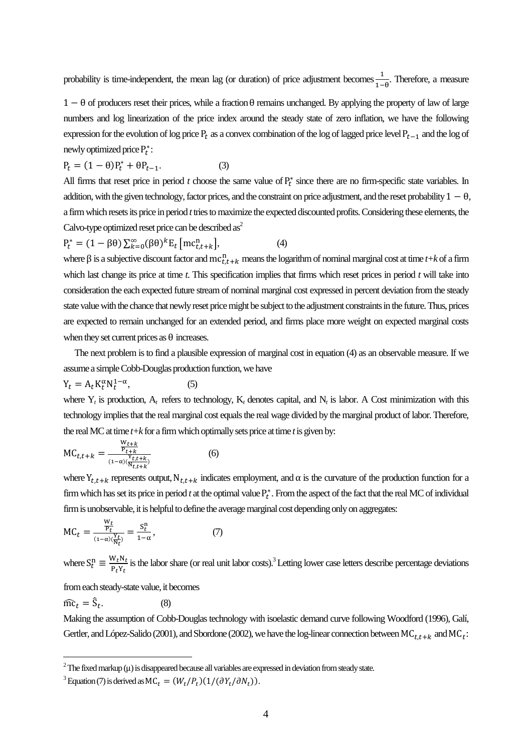probability is time-independent, the mean lag (or duration) of price adjustment becomes $\frac{1}{1-\theta}$. Therefore, a measure $1-\theta$ of producers reset their prices, while a fraction $\theta$ remains unchanged. By applying the property of law of large numbers and log linearization of the price index around the steady state of zero inflation, we have the following expression for the evolution of log price $P_t$ as a convex combination of the log of lagged price level $P_{t-1}$ and the log of newly optimized price $P_t^*$:

$$P_t = (1-\theta)P_t^* + \theta P_{t-1}. \tag{3}$$

All firms that reset price in period *t* choose the same value of $P_t^*$ since there are no firm-specific state variables. In addition, with the given technology, factor prices, and the constraint on price adjustment, and the reset probability $1-\theta$, a firm which resets its price in period *t* tries to maximize the expected discounted profits. Considering these elements, the Calvo-type optimized reset price can be described as[2]

$$P_t^* = (1-\beta\theta)\sum_{k=0}^{\infty}(\beta\theta)^k E_t\left[\mathrm{mc}_{t,t+k}^{n}\right], \tag{4}$$

where $\beta$ is a subjective discount factor and $\mathrm{mc}_{t,t+k}^{n}$ means the logarithm of nominal marginal cost at time *t+k* of a firm which last change its price at time *t*. This specification implies that firms which reset prices in period *t* will take into consideration the each expected future stream of nominal marginal cost expressed in percent deviation from the steady state value with the chance that newly reset price might be subject to the adjustment constraints in the future. Thus, prices are expected to remain unchanged for an extended period, and firms place more weight on expected marginal costs when they set current prices as $\theta$ increases.

The next problem is to find a plausible expression of marginal cost in equation (4) as an observable measure. If we assume a simple Cobb-Douglas production function, we have

$$Y_t = A_t K_t^{\alpha} N_t^{1-\alpha}, \tag{5}$$

where $Y_t$ is production, $A_t$ refers to technology, $K_t$ denotes capital, and $N_t$ is labor. A Cost minimization with this technology implies that the real marginal cost equals the real wage divided by the marginal product of labor. Therefore, the real MC at time *t+k* for a firm which optimally sets price at time *t* is given by:

$$\mathrm{MC}_{t,t+k} = \frac{\frac{W_{t+k}}{P_{t+k}}}{(1-\alpha)\left(\frac{Y_{t,t+k}}{N_{t,t+k}}\right)} \tag{6}$$

where $Y_{t,t+k}$ represents output, $N_{t,t+k}$ indicates employment, and $\alpha$ is the curvature of the production function for a firm which has set its price in period *t* at the optimal value $P_t^*$. From the aspect of the fact that the real MC of individual firm is unobservable, it is helpful to define the average marginal cost depending only on aggregates:

$$\mathrm{MC}_t = \frac{\frac{W_t}{P_t}}{(1-\alpha)\left(\frac{Y_t}{N_t}\right)} = \frac{S_t^n}{1-\alpha}, \tag{7}$$

where $S_t^n \equiv \frac{W_t N_t}{P_t Y_t}$ is the labor share (or real unit labor costs).[3] Letting lower case letters describe percentage deviations from each steady-state value, it becomes

$$\widehat{\mathrm{mc}}_t = \hat{S}_t. \tag{8}$$

Making the assumption of Cobb-Douglas technology with isoelastic demand curve following Woodford (1996), Galí, Gertler, and López-Salido (2001), and Sbordone (2002), we have the log-linear connection between $\mathrm{MC}_{t,t+k}$ and $\mathrm{MC}_t$:

---

[2] The fixed markup ($\mu$) is disappeared because all variables are expressed in deviation from steady state.

[3] Equation (7) is derived as $\mathrm{MC}_t = (W_t/P_t)(1/(\partial Y_t/\partial N_t))$.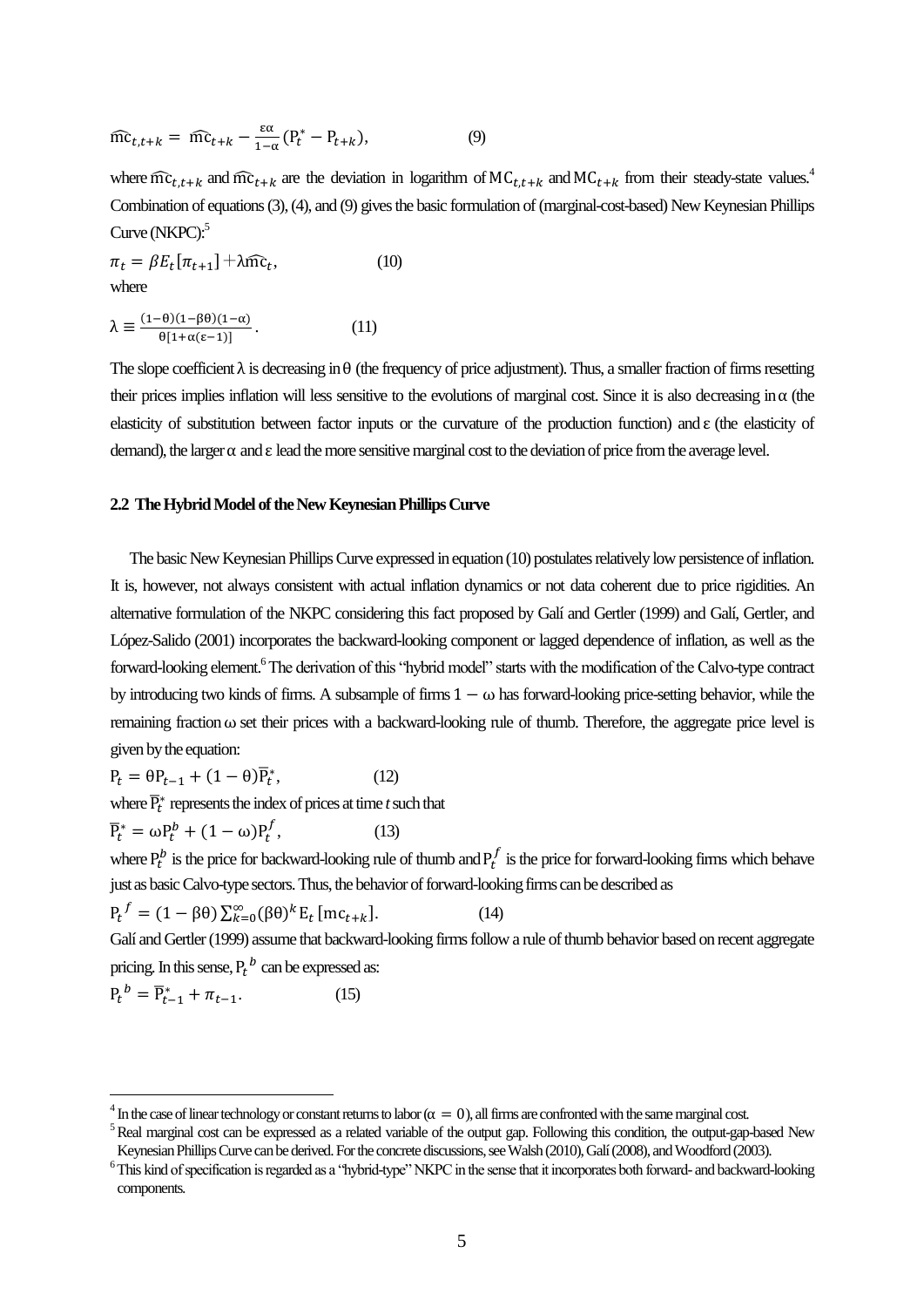$$\widehat{\mathrm{mc}}_{t,t+k} = \widehat{\mathrm{mc}}_{t+k} - \frac{\varepsilon\alpha}{1-\alpha}(\mathrm{P}_t^* - \mathrm{P}_{t+k}), \qquad (9)$$

where $\widehat{\mathrm{mc}}_{t,t+k}$ and $\widehat{\mathrm{mc}}_{t+k}$ are the deviation in logarithm of $\mathrm{MC}_{t,t+k}$ and $\mathrm{MC}_{t+k}$ from their steady-state values.[4] Combination of equations (3), (4), and (9) gives the basic formulation of (marginal-cost-based) New Keynesian Phillips Curve (NKPC):[5]

$$\pi_t = \beta E_t[\pi_{t+1}] + \lambda\widehat{\mathrm{mc}}_t, \qquad (10)$$

where

$$\lambda \equiv \frac{(1-\theta)(1-\beta\theta)(1-\alpha)}{\theta[1+\alpha(\varepsilon-1)]}. \qquad (11)$$

The slope coefficient λ is decreasing in θ (the frequency of price adjustment). Thus, a smaller fraction of firms resetting their prices implies inflation will less sensitive to the evolutions of marginal cost. Since it is also decreasing in α (the elasticity of substitution between factor inputs or the curvature of the production function) and ε (the elasticity of demand), the larger α and ε lead the more sensitive marginal cost to the deviation of price from the average level.

### 2.2 The Hybrid Model of the New Keynesian Phillips Curve

The basic New Keynesian Phillips Curve expressed in equation (10) postulates relatively low persistence of inflation. It is, however, not always consistent with actual inflation dynamics or not data coherent due to price rigidities. An alternative formulation of the NKPC considering this fact proposed by Galí and Gertler (1999) and Galí, Gertler, and López-Salido (2001) incorporates the backward-looking component or lagged dependence of inflation, as well as the forward-looking element.[6] The derivation of this "hybrid model" starts with the modification of the Calvo-type contract by introducing two kinds of firms. A subsample of firms $1 - \omega$ has forward-looking price-setting behavior, while the remaining fraction ω set their prices with a backward-looking rule of thumb. Therefore, the aggregate price level is given by the equation:

$$\mathrm{P}_t = \theta\mathrm{P}_{t-1} + (1-\theta)\overline{\mathrm{P}}_t^*, \qquad (12)$$

where $\overline{\mathrm{P}}_t^*$ represents the index of prices at time $t$ such that

$$\overline{\mathrm{P}}_t^* = \omega\mathrm{P}_t^b + (1-\omega)\mathrm{P}_t^f, \qquad (13)$$

where $\mathrm{P}_t^b$ is the price for backward-looking rule of thumb and $\mathrm{P}_t^f$ is the price for forward-looking firms which behave just as basic Calvo-type sectors. Thus, the behavior of forward-looking firms can be described as

$$\mathrm{P}_t{}^f = (1-\beta\theta)\sum_{k=0}^{\infty}(\beta\theta)^k \mathrm{E}_t[\mathrm{mc}_{t+k}]. \qquad (14)$$

Galí and Gertler (1999) assume that backward-looking firms follow a rule of thumb behavior based on recent aggregate pricing. In this sense, $\mathrm{P}_t{}^b$ can be expressed as:

$$\mathrm{P}_t{}^b = \overline{\mathrm{P}}_{t-1}^* + \pi_{t-1}. \qquad (15)$$

---

[4] In the case of linear technology or constant returns to labor ($\alpha = 0$), all firms are confronted with the same marginal cost.

[5] Real marginal cost can be expressed as a related variable of the output gap. Following this condition, the output-gap-based New Keynesian Phillips Curve can be derived. For the concrete discussions, see Walsh (2010), Galí (2008), and Woodford (2003).

[6] This kind of specification is regarded as a "hybrid-type" NKPC in the sense that it incorporates both forward- and backward-looking components.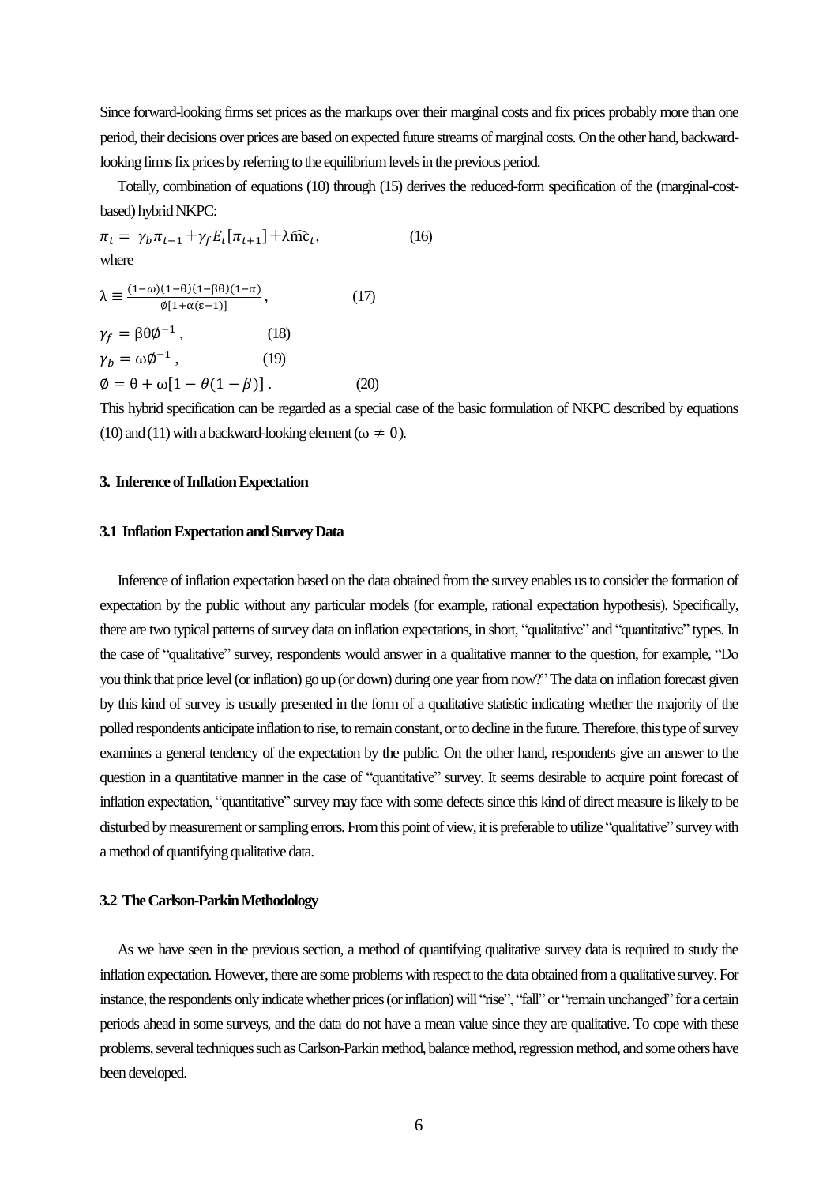Since forward-looking firms set prices as the markups over their marginal costs and fix prices probably more than one period, their decisions over prices are based on expected future streams of marginal costs. On the other hand, backward-looking firms fix prices by referring to the equilibrium levels in the previous period.

Totally, combination of equations (10) through (15) derives the reduced-form specification of the (marginal-cost-based) hybrid NKPC:

$$\pi_t = \gamma_b \pi_{t-1} + \gamma_f E_t[\pi_{t+1}] + \lambda \widehat{\mathrm{mc}}_t, \qquad (16)$$

where

$$\lambda \equiv \frac{(1-\omega)(1-\theta)(1-\beta\theta)(1-\alpha)}{\emptyset[1+\alpha(\varepsilon-1)]}, \qquad (17)$$

$$\gamma_f = \beta\theta\emptyset^{-1}, \qquad (18)$$

$$\gamma_b = \omega\emptyset^{-1}, \qquad (19)$$

$$\emptyset = \theta + \omega[1-\theta(1-\beta)]. \qquad (20)$$

This hybrid specification can be regarded as a special case of the basic formulation of NKPC described by equations (10) and (11) with a backward-looking element ($\omega \neq 0$).

## 3. Inference of Inflation Expectation

### 3.1 Inflation Expectation and Survey Data

Inference of inflation expectation based on the data obtained from the survey enables us to consider the formation of expectation by the public without any particular models (for example, rational expectation hypothesis). Specifically, there are two typical patterns of survey data on inflation expectations, in short, "qualitative" and "quantitative" types. In the case of "qualitative" survey, respondents would answer in a qualitative manner to the question, for example, "Do you think that price level (or inflation) go up (or down) during one year from now?" The data on inflation forecast given by this kind of survey is usually presented in the form of a qualitative statistic indicating whether the majority of the polled respondents anticipate inflation to rise, to remain constant, or to decline in the future. Therefore, this type of survey examines a general tendency of the expectation by the public. On the other hand, respondents give an answer to the question in a quantitative manner in the case of "quantitative" survey. It seems desirable to acquire point forecast of inflation expectation, "quantitative" survey may face with some defects since this kind of direct measure is likely to be disturbed by measurement or sampling errors. From this point of view, it is preferable to utilize "qualitative" survey with a method of quantifying qualitative data.

### 3.2 The Carlson-Parkin Methodology

As we have seen in the previous section, a method of quantifying qualitative survey data is required to study the inflation expectation. However, there are some problems with respect to the data obtained from a qualitative survey. For instance, the respondents only indicate whether prices (or inflation) will "rise", "fall" or "remain unchanged" for a certain periods ahead in some surveys, and the data do not have a mean value since they are qualitative. To cope with these problems, several techniques such as Carlson-Parkin method, balance method, regression method, and some others have been developed.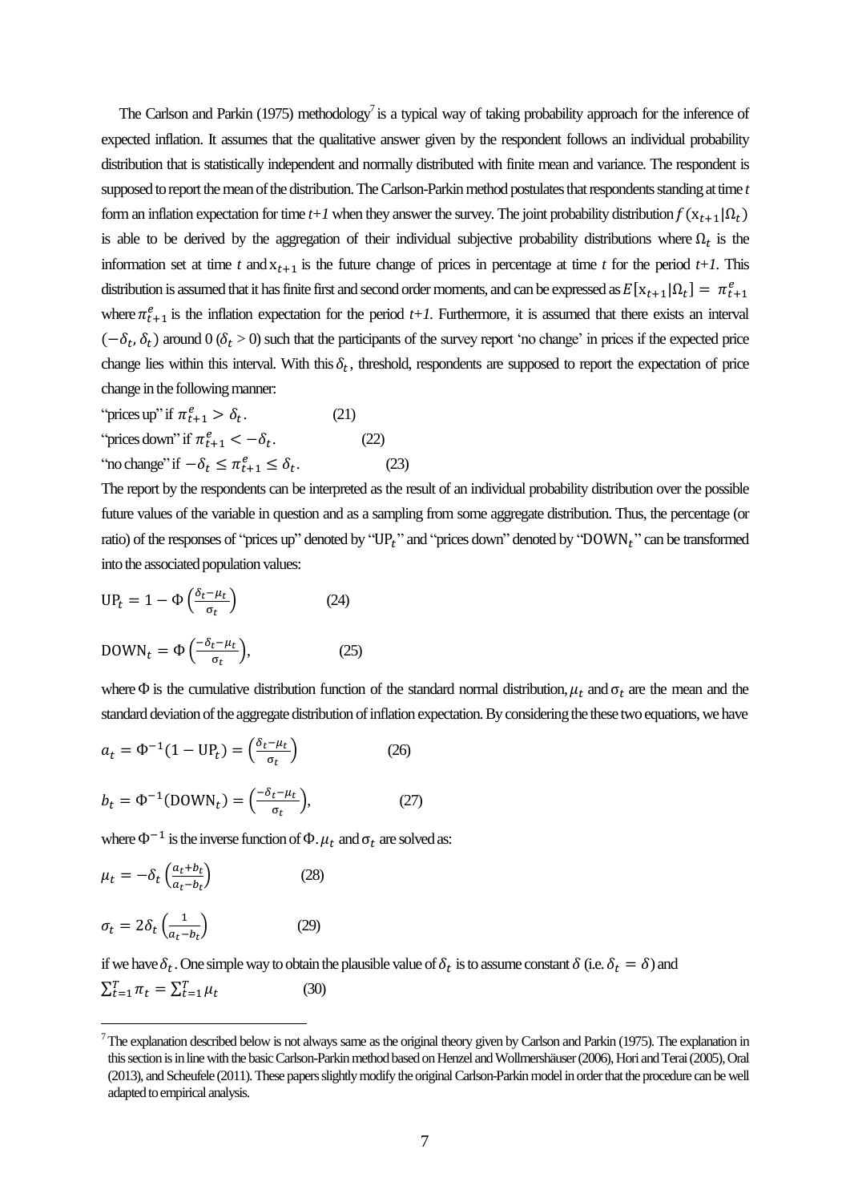The Carlson and Parkin (1975) methodology[7] is a typical way of taking probability approach for the inference of expected inflation. It assumes that the qualitative answer given by the respondent follows an individual probability distribution that is statistically independent and normally distributed with finite mean and variance. The respondent is supposed to report the mean of the distribution. The Carlson-Parkin method postulates that respondents standing at time *t* form an inflation expectation for time *t+1* when they answer the survey. The joint probability distribution $f\,(\mathrm{x}_{t+1}|\Omega_t)$ is able to be derived by the aggregation of their individual subjective probability distributions where $\Omega_t$ is the information set at time *t* and $\mathrm{x}_{t+1}$ is the future change of prices in percentage at time *t* for the period *t+1.* This distribution is assumed that it has finite first and second order moments, and can be expressed as $E[\mathrm{x}_{t+1}|\Omega_t] = \pi^e_{t+1}$ where $\pi^e_{t+1}$ is the inflation expectation for the period *t+1.* Furthermore, it is assumed that there exists an interval $(-\delta_t, \delta_t)$ around 0 ($\delta_t > 0$) such that the participants of the survey report 'no change' in prices if the expected price change lies within this interval. With this $\delta_t$, threshold, respondents are supposed to report the expectation of price change in the following manner:

"prices up" if $\pi^e_{t+1} > \delta_t$. (21)

"prices down" if $\pi^e_{t+1} < -\delta_t$. (22)

"no change" if $-\delta_t \leq \pi^e_{t+1} \leq \delta_t$. (23)

The report by the respondents can be interpreted as the result of an individual probability distribution over the possible future values of the variable in question and as a sampling from some aggregate distribution. Thus, the percentage (or ratio) of the responses of "prices up" denoted by "$\mathrm{UP}_t$" and "prices down" denoted by "$\mathrm{DOWN}_t$" can be transformed into the associated population values:

$$\mathrm{UP}_t = 1 - \Phi\left(\frac{\delta_t - \mu_t}{\sigma_t}\right) \qquad (24)$$

$$\mathrm{DOWN}_t = \Phi\left(\frac{-\delta_t - \mu_t}{\sigma_t}\right), \qquad (25)$$

where $\Phi$ is the cumulative distribution function of the standard normal distribution, $\mu_t$ and $\sigma_t$ are the mean and the standard deviation of the aggregate distribution of inflation expectation. By considering the these two equations, we have

$$a_t = \Phi^{-1}(1 - \mathrm{UP}_t) = \left(\frac{\delta_t - \mu_t}{\sigma_t}\right) \qquad (26)$$

$$b_t = \Phi^{-1}(\mathrm{DOWN}_t) = \left(\frac{-\delta_t - \mu_t}{\sigma_t}\right), \qquad (27)$$

where $\Phi^{-1}$ is the inverse function of $\Phi$. $\mu_t$ and $\sigma_t$ are solved as:

$$\mu_t = -\delta_t\left(\frac{a_t + b_t}{a_t - b_t}\right) \qquad (28)$$

$$\sigma_t = 2\delta_t\left(\frac{1}{a_t - b_t}\right) \qquad (29)$$

if we have $\delta_t$. One simple way to obtain the plausible value of $\delta_t$ is to assume constant $\delta$ (i.e. $\delta_t = \delta$) and

$$\sum_{t=1}^{T} \pi_t = \sum_{t=1}^{T} \mu_t \qquad (30)$$

[7] The explanation described below is not always same as the original theory given by Carlson and Parkin (1975). The explanation in this section is in line with the basic Carlson-Parkin method based on Henzel and Wollmershäuser (2006), Hori and Terai (2005), Oral (2013), and Scheufele (2011). These papers slightly modify the original Carlson-Parkin model in order that the procedure can be well adapted to empirical analysis.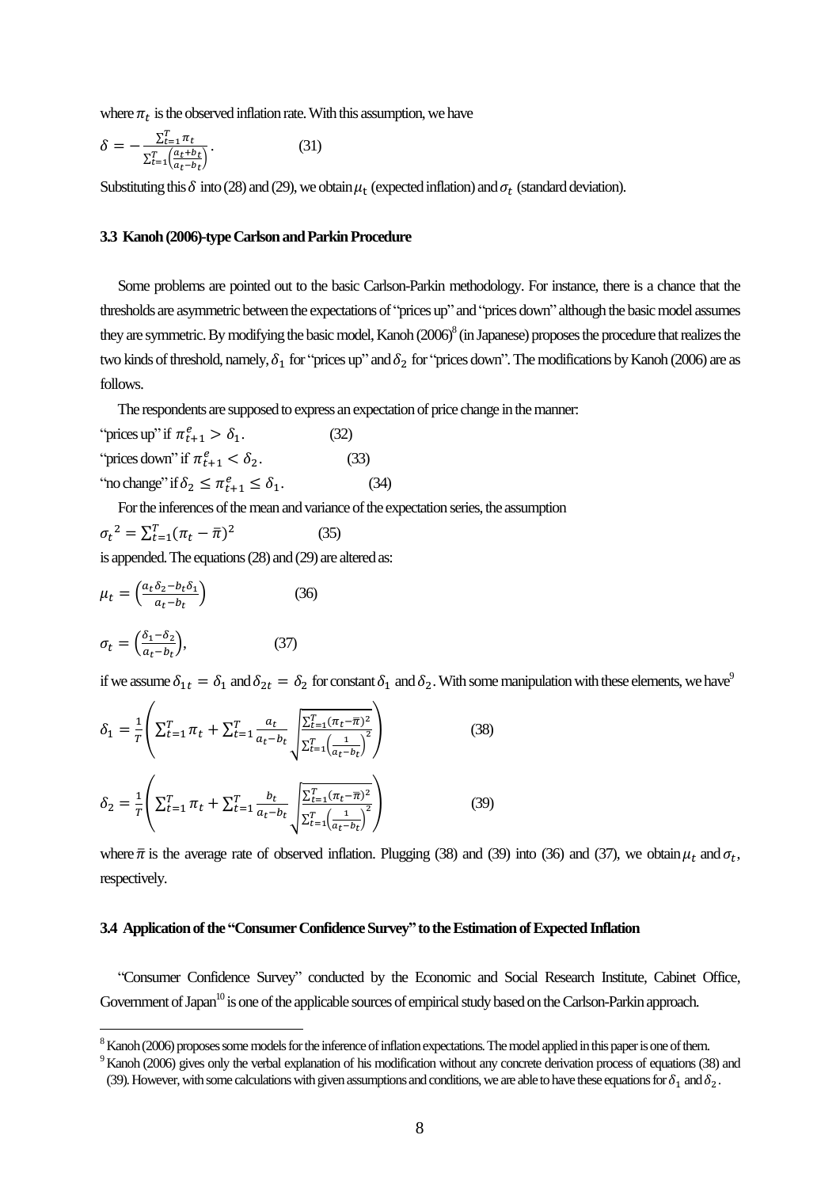where $\pi_t$ is the observed inflation rate. With this assumption, we have

$$\delta = -\frac{\sum_{t=1}^{T} \pi_t}{\sum_{t=1}^{T} \left(\frac{a_t + b_t}{a_t - b_t}\right)}. \qquad (31)$$

Substituting this $\delta$ into (28) and (29), we obtain $\mu_t$ (expected inflation) and $\sigma_t$ (standard deviation).

### 3.3 Kanoh (2006)-type Carlson and Parkin Procedure

Some problems are pointed out to the basic Carlson-Parkin methodology. For instance, there is a chance that the thresholds are asymmetric between the expectations of "prices up" and "prices down" although the basic model assumes they are symmetric. By modifying the basic model, Kanoh (2006)[8] (in Japanese) proposes the procedure that realizes the two kinds of threshold, namely, $\delta_1$ for "prices up" and $\delta_2$ for "prices down". The modifications by Kanoh (2006) are as follows.

The respondents are supposed to express an expectation of price change in the manner:

"prices up" if $\pi_{t+1}^{e} > \delta_1$. (32)

"prices down" if $\pi_{t+1}^{e} < \delta_2$. (33)

"no change" if $\delta_2 \leq \pi_{t+1}^{e} \leq \delta_1$. (34)

For the inferences of the mean and variance of the expectation series, the assumption

$$\sigma_t^{\,2} = \sum_{t=1}^{T} (\pi_t - \bar{\pi})^2 \qquad (35)$$

is appended. The equations (28) and (29) are altered as:

$$\mu_t = \left(\frac{a_t \delta_2 - b_t \delta_1}{a_t - b_t}\right) \qquad (36)$$

$$\sigma_t = \left(\frac{\delta_1 - \delta_2}{a_t - b_t}\right), \qquad (37)$$

if we assume $\delta_{1t} = \delta_1$ and $\delta_{2t} = \delta_2$ for constant $\delta_1$ and $\delta_2$. With some manipulation with these elements, we have[9]

$$\delta_1 = \frac{1}{T}\left( \sum_{t=1}^{T} \pi_t + \sum_{t=1}^{T} \frac{a_t}{a_t - b_t} \sqrt{\frac{\sum_{t=1}^{T} (\pi_t - \bar{\pi})^2}{\sum_{t=1}^{T} \left(\frac{1}{a_t - b_t}\right)^2}} \right) \qquad (38)$$

$$\delta_2 = \frac{1}{T}\left( \sum_{t=1}^{T} \pi_t + \sum_{t=1}^{T} \frac{b_t}{a_t - b_t} \sqrt{\frac{\sum_{t=1}^{T} (\pi_t - \bar{\pi})^2}{\sum_{t=1}^{T} \left(\frac{1}{a_t - b_t}\right)^2}} \right) \qquad (39)$$

where $\bar{\pi}$ is the average rate of observed inflation. Plugging (38) and (39) into (36) and (37), we obtain $\mu_t$ and $\sigma_t$, respectively.

### 3.4 Application of the "Consumer Confidence Survey" to the Estimation of Expected Inflation

"Consumer Confidence Survey" conducted by the Economic and Social Research Institute, Cabinet Office, Government of Japan[10] is one of the applicable sources of empirical study based on the Carlson-Parkin approach.

---

[8] Kanoh (2006) proposes some models for the inference of inflation expectations. The model applied in this paper is one of them.

[9] Kanoh (2006) gives only the verbal explanation of his modification without any concrete derivation process of equations (38) and (39). However, with some calculations with given assumptions and conditions, we are able to have these equations for $\delta_1$ and $\delta_2$.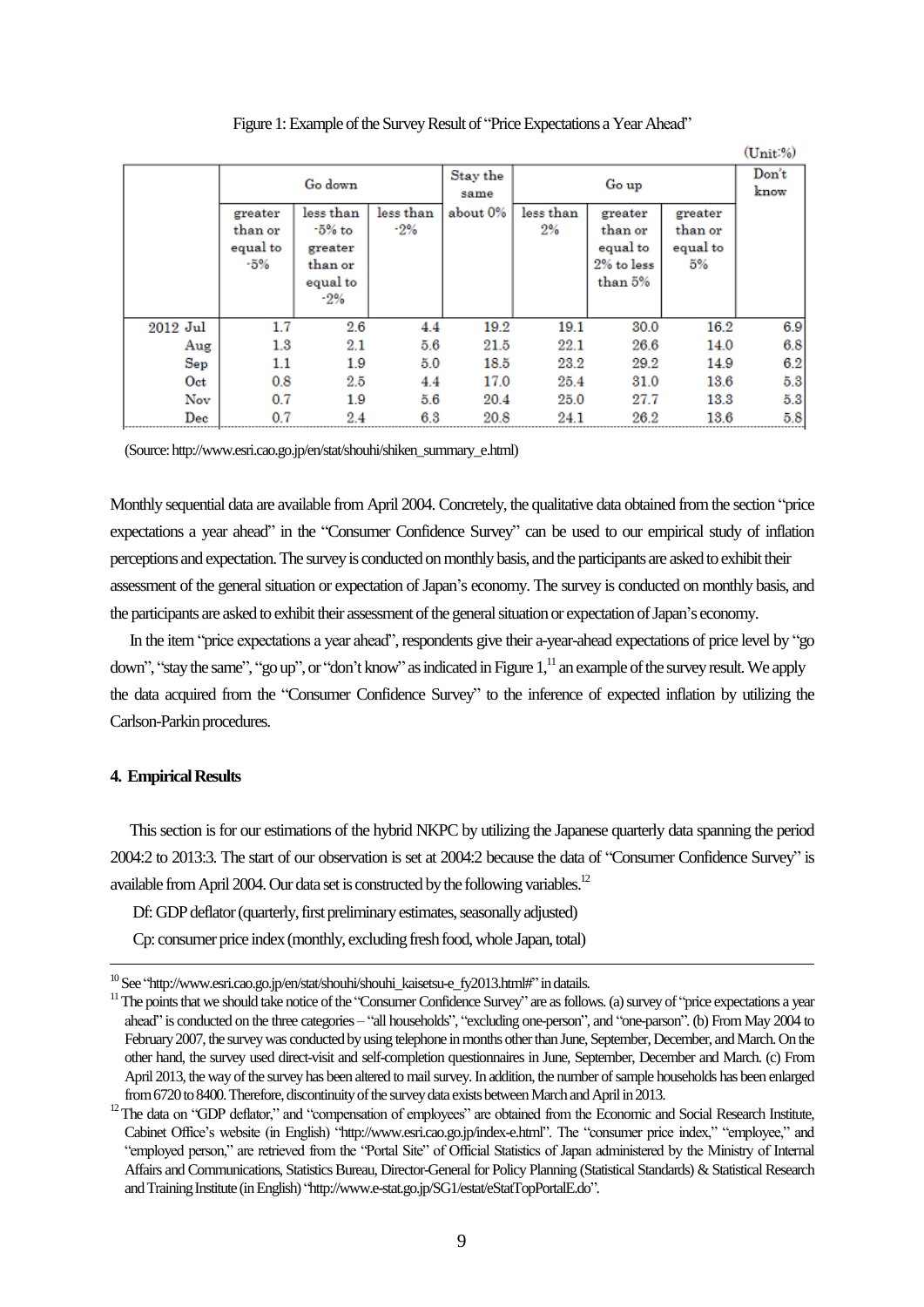Figure 1: Example of the Survey Result of "Price Expectations a Year Ahead"

(Unit:%)

| | Go down | | | Stay the same | Go up | | | Don't know |
|---|---|---|---|---|---|---|---|---|
| | greater than or equal to -5% | less than -5% to greater than or equal to -2% | less than -2% | about 0% | less than 2% | greater than or equal to 2% to less than 5% | greater than or equal to 5% | |
| 2012 Jul | 1.7 | 2.6 | 4.4 | 19.2 | 19.1 | 30.0 | 16.2 | 6.9 |
| Aug | 1.3 | 2.1 | 5.6 | 21.5 | 22.1 | 26.6 | 14.0 | 6.8 |
| Sep | 1.1 | 1.9 | 5.0 | 18.5 | 23.2 | 29.2 | 14.9 | 6.2 |
| Oct | 0.8 | 2.5 | 4.4 | 17.0 | 25.4 | 31.0 | 13.6 | 5.3 |
| Nov | 0.7 | 1.9 | 5.6 | 20.4 | 25.0 | 27.7 | 13.3 | 5.3 |
| Dec | 0.7 | 2.4 | 6.3 | 20.8 | 24.1 | 26.2 | 13.6 | 5.8 |

(Source: http://www.esri.cao.go.jp/en/stat/shouhi/shiken_summary_e.html)

Monthly sequential data are available from April 2004. Concretely, the qualitative data obtained from the section "price expectations a year ahead" in the "Consumer Confidence Survey" can be used to our empirical study of inflation perceptions and expectation. The survey is conducted on monthly basis, and the participants are asked to exhibit their assessment of the general situation or expectation of Japan's economy. The survey is conducted on monthly basis, and the participants are asked to exhibit their assessment of the general situation or expectation of Japan's economy.

In the item "price expectations a year ahead", respondents give their a-year-ahead expectations of price level by "go down", "stay the same", "go up", or "don't know" as indicated in Figure 1,[11] an example of the survey result. We apply the data acquired from the "Consumer Confidence Survey" to the inference of expected inflation by utilizing the Carlson-Parkin procedures.

#### 4. Empirical Results

This section is for our estimations of the hybrid NKPC by utilizing the Japanese quarterly data spanning the period 2004:2 to 2013:3. The start of our observation is set at 2004:2 because the data of "Consumer Confidence Survey" is available from April 2004. Our data set is constructed by the following variables.[12]

Df: GDP deflator (quarterly, first preliminary estimates, seasonally adjusted)

Cp: consumer price index (monthly, excluding fresh food, whole Japan, total)

---

[10] See "http://www.esri.cao.go.jp/en/stat/shouhi/shouhi_kaisetsu-e_fy2013.html#" in datails.

[11] The points that we should take notice of the "Consumer Confidence Survey" are as follows. (a) survey of "price expectations a year ahead" is conducted on the three categories – "all households", "excluding one-person", and "one-parson". (b) From May 2004 to February 2007, the survey was conducted by using telephone in months other than June, September, December, and March. On the other hand, the survey used direct-visit and self-completion questionnaires in June, September, December and March. (c) From April 2013, the way of the survey has been altered to mail survey. In addition, the number of sample households has been enlarged from 6720 to 8400. Therefore, discontinuity of the survey data exists between March and April in 2013.

[12] The data on "GDP deflator," and "compensation of employees" are obtained from the Economic and Social Research Institute, Cabinet Office's website (in English) "http://www.esri.cao.go.jp/index-e.html". The "consumer price index," "employee," and "employed person," are retrieved from the "Portal Site" of Official Statistics of Japan administered by the Ministry of Internal Affairs and Communications, Statistics Bureau, Director-General for Policy Planning (Statistical Standards) & Statistical Research and Training Institute (in English) "http://www.e-stat.go.jp/SG1/estat/eStatTopPortalE.do".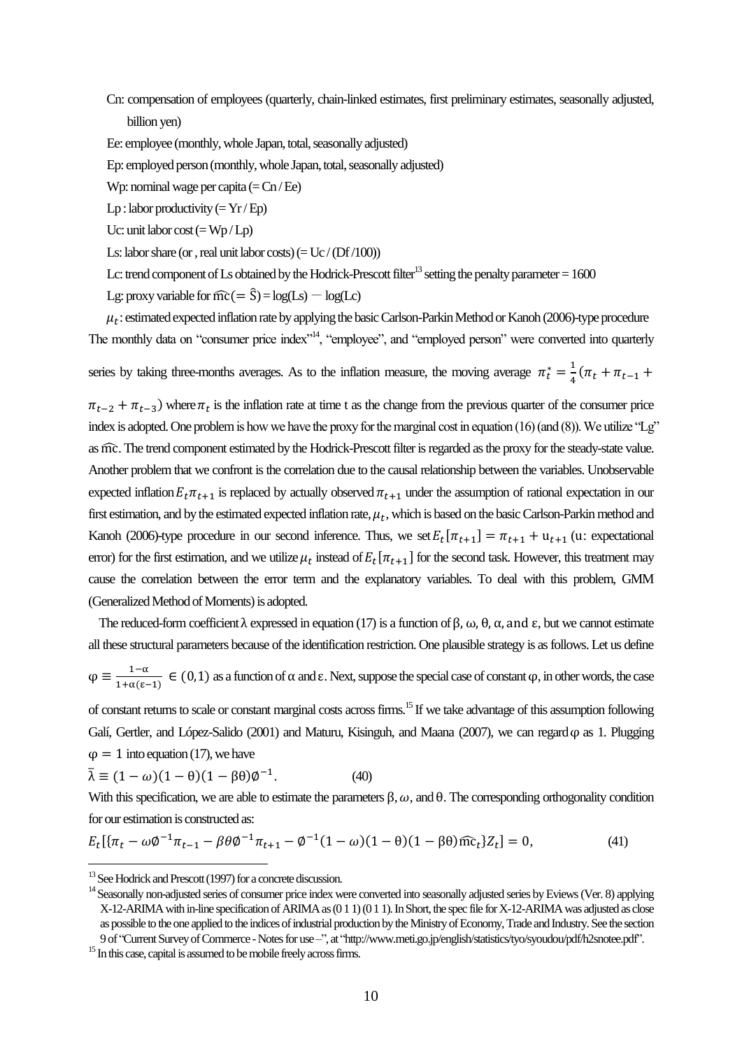Cn: compensation of employees (quarterly, chain-linked estimates, first preliminary estimates, seasonally adjusted, billion yen)

Ee: employee (monthly, whole Japan, total, seasonally adjusted)

Ep: employed person (monthly, whole Japan, total, seasonally adjusted)

Wp: nominal wage per capita (= Cn / Ee)

Lp : labor productivity (= Yr / Ep)

Uc: unit labor cost (= Wp / Lp)

Ls: labor share (or , real unit labor costs) (= Uc / (Df /100))

Lc: trend component of Ls obtained by the Hodrick-Prescott filter[13] setting the penalty parameter = 1600

Lg: proxy variable for $\widehat{\mathrm{mc}} (= \hat{S}) = \log(\mathrm{Ls}) - \log(\mathrm{Lc})$

$\mu_t$: estimated expected inflation rate by applying the basic Carlson-Parkin Method or Kanoh (2006)-type procedure

The monthly data on "consumer price index"[14], "employee", and "employed person" were converted into quarterly series by taking three-months averages. As to the inflation measure, the moving average $\pi_t^* = \frac{1}{4}(\pi_t + \pi_{t-1} + \pi_{t-2} + \pi_{t-3})$ where $\pi_t$ is the inflation rate at time t as the change from the previous quarter of the consumer price index is adopted. One problem is how we have the proxy for the marginal cost in equation (16) (and (8)). We utilize "Lg" as $\widehat{\mathrm{mc}}$. The trend component estimated by the Hodrick-Prescott filter is regarded as the proxy for the steady-state value. Another problem that we confront is the correlation due to the causal relationship between the variables. Unobservable expected inflation $E_t\pi_{t+1}$ is replaced by actually observed $\pi_{t+1}$ under the assumption of rational expectation in our first estimation, and by the estimated expected inflation rate, $\mu_t$, which is based on the basic Carlson-Parkin method and Kanoh (2006)-type procedure in our second inference. Thus, we set $E_t[\pi_{t+1}] = \pi_{t+1} + \mathrm{u}_{t+1}$ (u: expectational error) for the first estimation, and we utilize $\mu_t$ instead of $E_t[\pi_{t+1}]$ for the second task. However, this treatment may cause the correlation between the error term and the explanatory variables. To deal with this problem, GMM (Generalized Method of Moments) is adopted.

The reduced-form coefficient $\lambda$ expressed in equation (17) is a function of $\beta$, $\omega$, $\theta$, $\alpha$, and $\varepsilon$, but we cannot estimate all these structural parameters because of the identification restriction. One plausible strategy is as follows. Let us define $\varphi \equiv \frac{1-\alpha}{1+\alpha(\varepsilon-1)} \in (0,1)$ as a function of $\alpha$ and $\varepsilon$. Next, suppose the special case of constant $\varphi$, in other words, the case of constant returns to scale or constant marginal costs across firms.[15] If we take advantage of this assumption following Galí, Gertler, and López-Salido (2001) and Maturu, Kisinguh, and Maana (2007), we can regard $\varphi$ as 1. Plugging $\varphi = 1$ into equation (17), we have

$$\bar{\lambda} \equiv (1-\omega)(1-\theta)(1-\beta\theta)\emptyset^{-1}. \qquad (40)$$

With this specification, we are able to estimate the parameters $\beta$, $\omega$, and $\theta$. The corresponding orthogonality condition for our estimation is constructed as:

$$E_t[\{\pi_t - \omega\emptyset^{-1}\pi_{t-1} - \beta\theta\emptyset^{-1}\pi_{t+1} - \emptyset^{-1}(1-\omega)(1-\theta)(1-\beta\theta)\widehat{\mathrm{mc}}_t\}Z_t] = 0, \qquad (41)$$

---

[13] See Hodrick and Prescott (1997) for a concrete discussion.

[14] Seasonally non-adjusted series of consumer price index were converted into seasonally adjusted series by Eviews (Ver. 8) applying X-12-ARIMA with in-line specification of ARIMA as (0 1 1) (0 1 1). In Short, the spec file for X-12-ARIMA was adjusted as close as possible to the one applied to the indices of industrial production by the Ministry of Economy, Trade and Industry. See the section 9 of "Current Survey of Commerce - Notes for use –", at "http://www.meti.go.jp/english/statistics/tyo/syoudou/pdf/h2snotee.pdf".

[15] In this case, capital is assumed to be mobile freely across firms.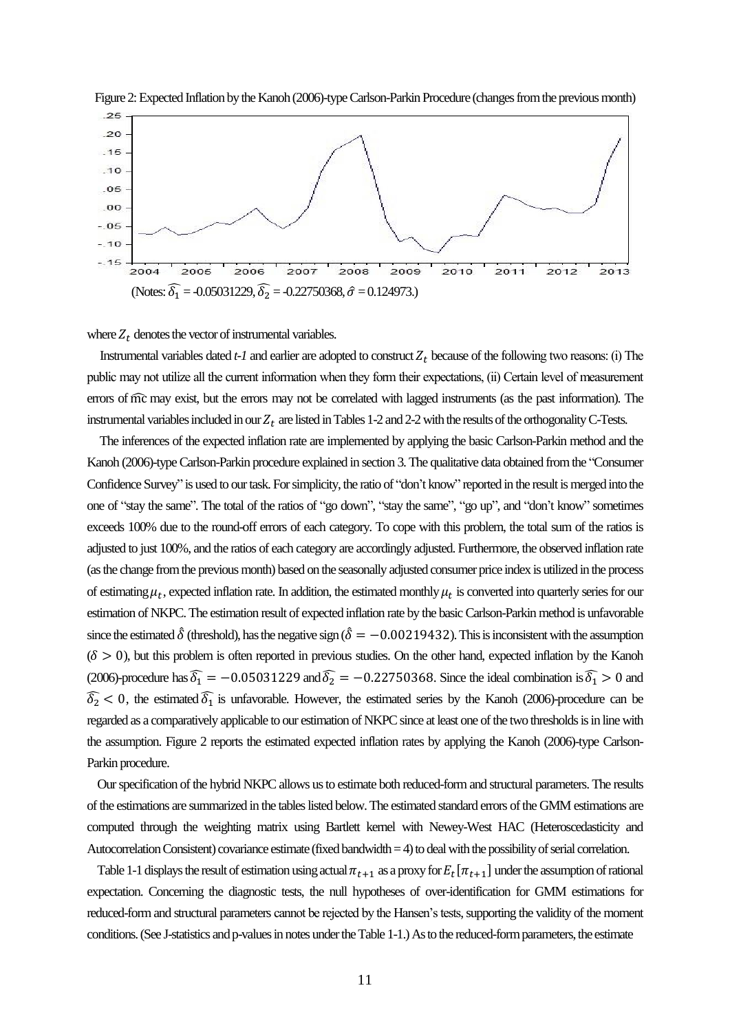Figure 2: Expected Inflation by the Kanoh (2006)-type Carlson-Parkin Procedure (changes from the previous month)

(Notes: $\widehat{\delta_1}$ = -0.05031229, $\widehat{\delta_2}$ = -0.22750368, $\hat{\sigma}$ = 0.124973.)

where $Z_t$ denotes the vector of instrumental variables.

Instrumental variables dated *t-1* and earlier are adopted to construct $Z_t$ because of the following two reasons: (i) The public may not utilize all the current information when they form their expectations, (ii) Certain level of measurement errors of $\widehat{\mathrm{mc}}$ may exist, but the errors may not be correlated with lagged instruments (as the past information). The instrumental variables included in our $Z_t$ are listed in Tables 1-2 and 2-2 with the results of the orthogonality C-Tests.

The inferences of the expected inflation rate are implemented by applying the basic Carlson-Parkin method and the Kanoh (2006)-type Carlson-Parkin procedure explained in section 3. The qualitative data obtained from the "Consumer Confidence Survey" is used to our task. For simplicity, the ratio of "don't know" reported in the result is merged into the one of "stay the same". The total of the ratios of "go down", "stay the same", "go up", and "don't know" sometimes exceeds 100% due to the round-off errors of each category. To cope with this problem, the total sum of the ratios is adjusted to just 100%, and the ratios of each category are accordingly adjusted. Furthermore, the observed inflation rate (as the change from the previous month) based on the seasonally adjusted consumer price index is utilized in the process of estimating $\mu_t$, expected inflation rate. In addition, the estimated monthly $\mu_t$ is converted into quarterly series for our estimation of NKPC. The estimation result of expected inflation rate by the basic Carlson-Parkin method is unfavorable since the estimated $\hat{\delta}$ (threshold), has the negative sign ($\hat{\delta} = -0.00219432$). This is inconsistent with the assumption ($\delta > 0$), but this problem is often reported in previous studies. On the other hand, expected inflation by the Kanoh (2006)-procedure has $\widehat{\delta_1} = -0.05031229$ and $\widehat{\delta_2} = -0.22750368$. Since the ideal combination is $\widehat{\delta_1} > 0$ and $\widehat{\delta_2} < 0$, the estimated $\widehat{\delta_1}$ is unfavorable. However, the estimated series by the Kanoh (2006)-procedure can be regarded as a comparatively applicable to our estimation of NKPC since at least one of the two thresholds is in line with the assumption. Figure 2 reports the estimated expected inflation rates by applying the Kanoh (2006)-type Carlson-Parkin procedure.

Our specification of the hybrid NKPC allows us to estimate both reduced-form and structural parameters. The results of the estimations are summarized in the tables listed below. The estimated standard errors of the GMM estimations are computed through the weighting matrix using Bartlett kernel with Newey-West HAC (Heteroscedasticity and Autocorrelation Consistent) covariance estimate (fixed bandwidth = 4) to deal with the possibility of serial correlation.

Table 1-1 displays the result of estimation using actual $\pi_{t+1}$ as a proxy for $E_t[\pi_{t+1}]$ under the assumption of rational expectation. Concerning the diagnostic tests, the null hypotheses of over-identification for GMM estimations for reduced-form and structural parameters cannot be rejected by the Hansen's tests, supporting the validity of the moment conditions. (See J-statistics and p-values in notes under the Table 1-1.) As to the reduced-form parameters, the estimate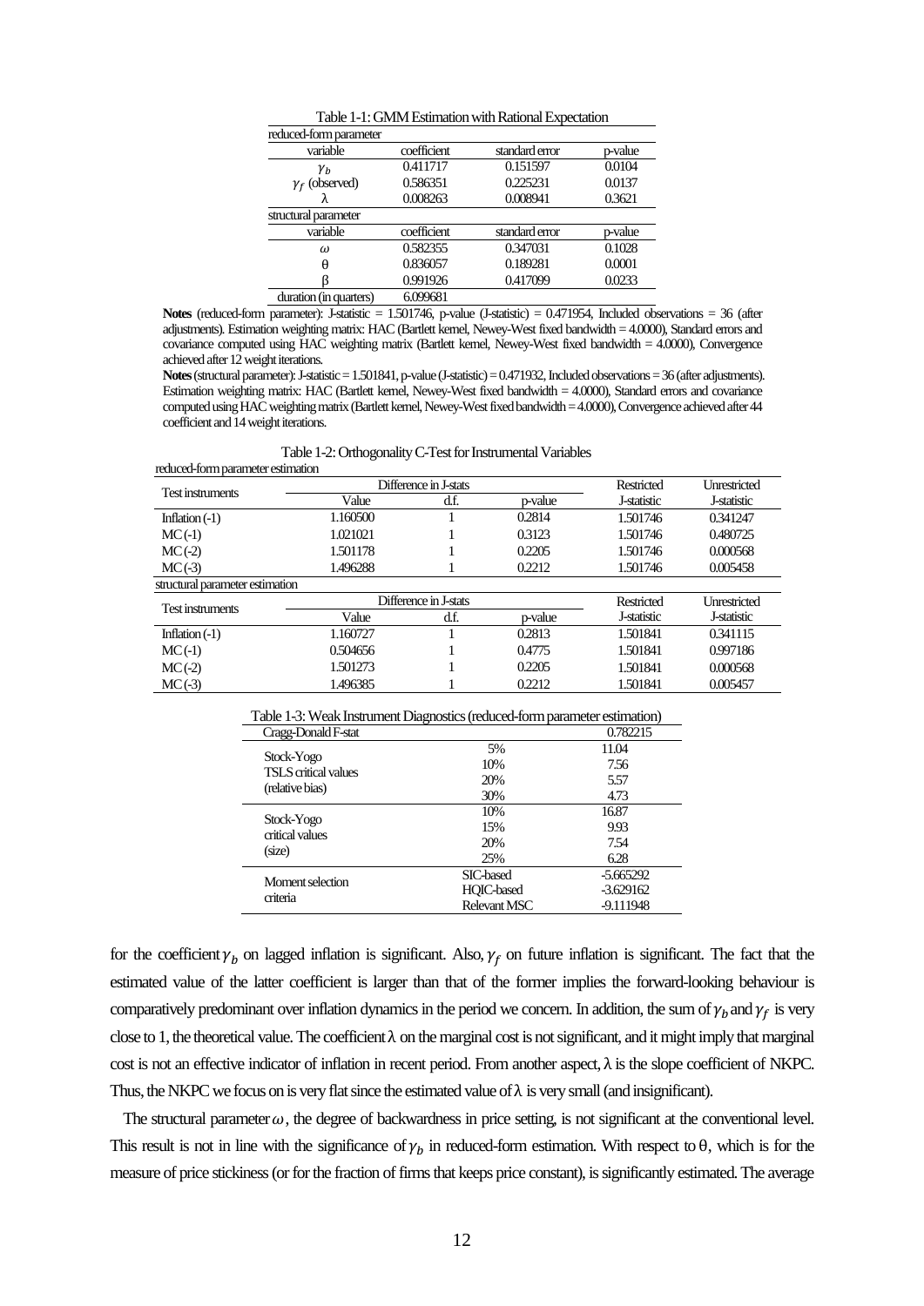Table 1-1: GMM Estimation with Rational Expectation

| variable | coefficient | standard error | p-value |
|---|---|---|---|
| reduced-form parameter | | | |
| $\gamma_b$ | 0.411717 | 0.151597 | 0.0104 |
| $\gamma_f$ (observed) | 0.586351 | 0.225231 | 0.0137 |
| λ | 0.008263 | 0.008941 | 0.3621 |
| structural parameter | | | |
| $\omega$ | 0.582355 | 0.347031 | 0.1028 |
| θ | 0.836057 | 0.189281 | 0.0001 |
| β | 0.991926 | 0.417099 | 0.0233 |
| duration (in quarters) | 6.099681 | | |

**Notes** (reduced-form parameter): J-statistic = 1.501746, p-value (J-statistic) = 0.471954, Included observations = 36 (after adjustments). Estimation weighting matrix: HAC (Bartlett kernel, Newey-West fixed bandwidth = 4.0000), Standard errors and covariance computed using HAC weighting matrix (Bartlett kernel, Newey-West fixed bandwidth = 4.0000), Convergence achieved after 12 weight iterations.

**Notes** (structural parameter): J-statistic = 1.501841, p-value (J-statistic) = 0.471932, Included observations = 36 (after adjustments). Estimation weighting matrix: HAC (Bartlett kernel, Newey-West fixed bandwidth = 4.0000), Standard errors and covariance computed using HAC weighting matrix (Bartlett kernel, Newey-West fixed bandwidth = 4.0000), Convergence achieved after 44 coefficient and 14 weight iterations.

Table 1-2: Orthogonality C-Test for Instrumental Variables

| Test instruments | Difference in J-stats | | | Restricted | Unrestricted |
|---|---|---|---|---|---|
| | Value | d.f. | p-value | J-statistic | J-statistic |
| reduced-form parameter estimation | | | | | |
| Inflation (-1) | 1.160500 | 1 | 0.2814 | 1.501746 | 0.341247 |
| MC (-1) | 1.021021 | 1 | 0.3123 | 1.501746 | 0.480725 |
| MC (-2) | 1.501178 | 1 | 0.2205 | 1.501746 | 0.000568 |
| MC (-3) | 1.496288 | 1 | 0.2212 | 1.501746 | 0.005458 |
| structural parameter estimation | | | | | |
| Inflation (-1) | 1.160727 | 1 | 0.2813 | 1.501841 | 0.341115 |
| MC (-1) | 0.504656 | 1 | 0.4775 | 1.501841 | 0.997186 |
| MC (-2) | 1.501273 | 1 | 0.2205 | 1.501841 | 0.000568 |
| MC (-3) | 1.496385 | 1 | 0.2212 | 1.501841 | 0.005457 |

Table 1-3: Weak Instrument Diagnostics (reduced-form parameter estimation)

| | | |
|---|---|---|
| Cragg-Donald F-stat | | 0.782215 |
| Stock-Yogo TSLS critical values (relative bias) | 5% | 11.04 |
| | 10% | 7.56 |
| | 20% | 5.57 |
| | 30% | 4.73 |
| Stock-Yogo critical values (size) | 10% | 16.87 |
| | 15% | 9.93 |
| | 20% | 7.54 |
| | 25% | 6.28 |
| Moment selection criteria | SIC-based | -5.665292 |
| | HQIC-based | -3.629162 |
| | Relevant MSC | -9.111948 |

for the coefficient $\gamma_b$ on lagged inflation is significant. Also, $\gamma_f$ on future inflation is significant. The fact that the estimated value of the latter coefficient is larger than that of the former implies the forward-looking behaviour is comparatively predominant over inflation dynamics in the period we concern. In addition, the sum of $\gamma_b$ and $\gamma_f$ is very close to 1, the theoretical value. The coefficient λ on the marginal cost is not significant, and it might imply that marginal cost is not an effective indicator of inflation in recent period. From another aspect, λ is the slope coefficient of NKPC. Thus, the NKPC we focus on is very flat since the estimated value of λ is very small (and insignificant).

The structural parameter $\omega$, the degree of backwardness in price setting, is not significant at the conventional level. This result is not in line with the significance of $\gamma_b$ in reduced-form estimation. With respect to θ, which is for the measure of price stickiness (or for the fraction of firms that keeps price constant), is significantly estimated. The average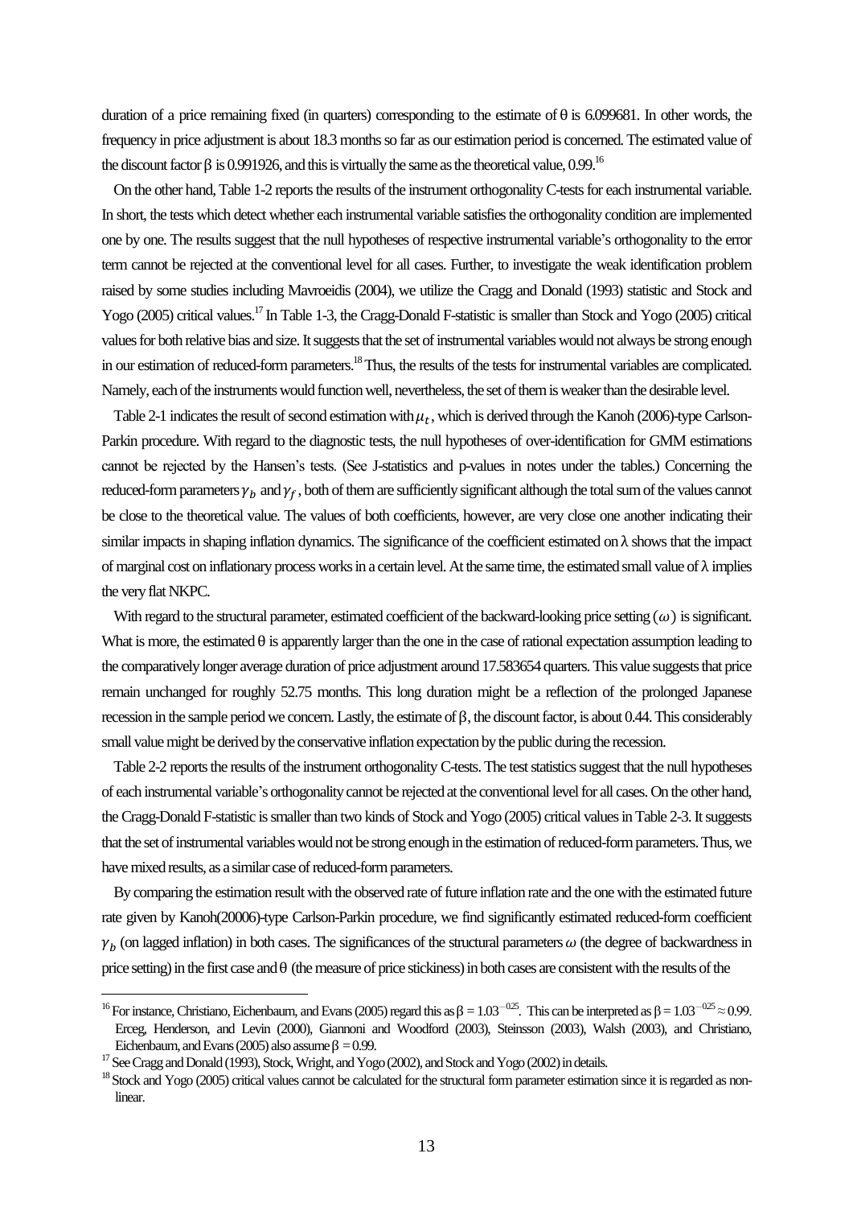duration of a price remaining fixed (in quarters) corresponding to the estimate of θ is 6.099681. In other words, the frequency in price adjustment is about 18.3 months so far as our estimation period is concerned. The estimated value of the discount factor β is 0.991926, and this is virtually the same as the theoretical value, 0.99.[16]

On the other hand, Table 1-2 reports the results of the instrument orthogonality C-tests for each instrumental variable. In short, the tests which detect whether each instrumental variable satisfies the orthogonality condition are implemented one by one. The results suggest that the null hypotheses of respective instrumental variable's orthogonality to the error term cannot be rejected at the conventional level for all cases. Further, to investigate the weak identification problem raised by some studies including Mavroeidis (2004), we utilize the Cragg and Donald (1993) statistic and Stock and Yogo (2005) critical values.[17] In Table 1-3, the Cragg-Donald F-statistic is smaller than Stock and Yogo (2005) critical values for both relative bias and size. It suggests that the set of instrumental variables would not always be strong enough in our estimation of reduced-form parameters.[18] Thus, the results of the tests for instrumental variables are complicated. Namely, each of the instruments would function well, nevertheless, the set of them is weaker than the desirable level.

Table 2-1 indicates the result of second estimation with $\mu_t$, which is derived through the Kanoh (2006)-type Carlson-Parkin procedure. With regard to the diagnostic tests, the null hypotheses of over-identification for GMM estimations cannot be rejected by the Hansen's tests. (See J-statistics and p-values in notes under the tables.) Concerning the reduced-form parameters $\gamma_b$ and $\gamma_f$, both of them are sufficiently significant although the total sum of the values cannot be close to the theoretical value. The values of both coefficients, however, are very close one another indicating their similar impacts in shaping inflation dynamics. The significance of the coefficient estimated on λ shows that the impact of marginal cost on inflationary process works in a certain level. At the same time, the estimated small value of λ implies the very flat NKPC.

With regard to the structural parameter, estimated coefficient of the backward-looking price setting ($\omega$) is significant. What is more, the estimated θ is apparently larger than the one in the case of rational expectation assumption leading to the comparatively longer average duration of price adjustment around 17.583654 quarters. This value suggests that price remain unchanged for roughly 52.75 months. This long duration might be a reflection of the prolonged Japanese recession in the sample period we concern. Lastly, the estimate of β, the discount factor, is about 0.44. This considerably small value might be derived by the conservative inflation expectation by the public during the recession.

Table 2-2 reports the results of the instrument orthogonality C-tests. The test statistics suggest that the null hypotheses of each instrumental variable's orthogonality cannot be rejected at the conventional level for all cases. On the other hand, the Cragg-Donald F-statistic is smaller than two kinds of Stock and Yogo (2005) critical values in Table 2-3. It suggests that the set of instrumental variables would not be strong enough in the estimation of reduced-form parameters. Thus, we have mixed results, as a similar case of reduced-form parameters.

By comparing the estimation result with the observed rate of future inflation rate and the one with the estimated future rate given by Kanoh(20006)-type Carlson-Parkin procedure, we find significantly estimated reduced-form coefficient $\gamma_b$ (on lagged inflation) in both cases. The significances of the structural parameters $\omega$ (the degree of backwardness in price setting) in the first case and θ (the measure of price stickiness) in both cases are consistent with the results of the

---

[16] For instance, Christiano, Eichenbaum, and Evans (2005) regard this as $\beta = 1.03^{-0.25}$. This can be interpreted as $\beta = 1.03^{-0.25} \approx 0.99$. Erceg, Henderson, and Levin (2000), Giannoni and Woodford (2003), Steinsson (2003), Walsh (2003), and Christiano, Eichenbaum, and Evans (2005) also assume $\beta = 0.99$.

[17] See Cragg and Donald (1993), Stock, Wright, and Yogo (2002), and Stock and Yogo (2002) in details.

[18] Stock and Yogo (2005) critical values cannot be calculated for the structural form parameter estimation since it is regarded as non-linear.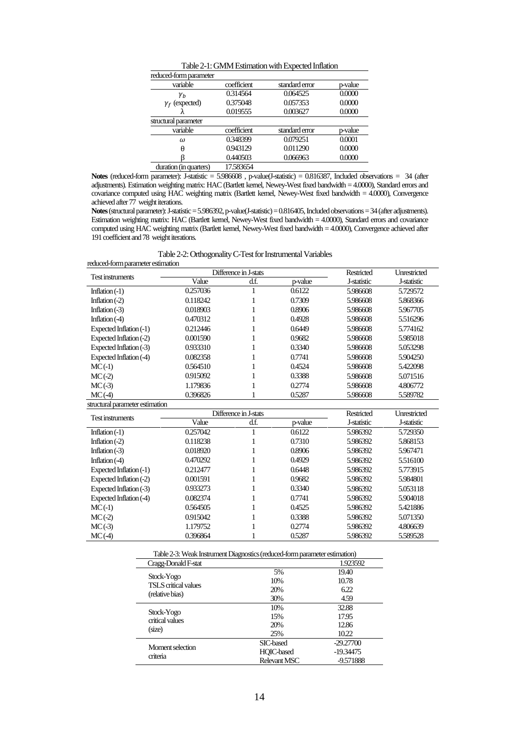Table 2-1: GMM Estimation with Expected Inflation

| reduced-form parameter | | | |
|---|---|---|---|
| variable | coefficient | standard error | p-value |
| $\gamma_b$ | 0.314564 | 0.064525 | 0.0000 |
| $\gamma_f$ (expected) | 0.375048 | 0.057353 | 0.0000 |
| λ | 0.019555 | 0.003627 | 0.0000 |
| **structural parameter** | | | |
| variable | coefficient | standard error | p-value |
| $\omega$ | 0.348399 | 0.079251 | 0.0001 |
| θ | 0.943129 | 0.011290 | 0.0000 |
| β | 0.440503 | 0.066963 | 0.0000 |
| duration (in quarters) | 17.583654 | | |

**Notes** (reduced-form parameter): J-statistic = 5.986608 , p-value(J-statistic) = 0.816387, Included observations = 34 (after adjustments). Estimation weighting matrix: HAC (Bartlett kernel, Newey-West fixed bandwidth = 4.0000), Standard errors and covariance computed using HAC weighting matrix (Bartlett kernel, Newey-West fixed bandwidth = 4.0000), Convergence achieved after 77 weight iterations.

**Notes** (structural parameter): J-statistic = 5.986392, p-value(J-statistic) = 0.816405, Included observations = 34 (after adjustments). Estimation weighting matrix: HAC (Bartlett kernel, Newey-West fixed bandwidth = 4.0000), Standard errors and covariance computed using HAC weighting matrix (Bartlett kernel, Newey-West fixed bandwidth = 4.0000), Convergence achieved after 191 coefficient and 78 weight iterations.

Table 2-2: Orthogonality C-Test for Instrumental Variables

reduced-form parameter estimation

| Test instruments | Difference in J-stats | | | Restricted | Unrestricted |
|---|---|---|---|---|---|
| | Value | d.f. | p-value | J-statistic | J-statistic |
| Inflation (-1) | 0.257036 | 1 | 0.6122 | 5.986608 | 5.729572 |
| Inflation (-2) | 0.118242 | 1 | 0.7309 | 5.986608 | 5.868366 |
| Inflation (-3) | 0.018903 | 1 | 0.8906 | 5.986608 | 5.967705 |
| Inflation (-4) | 0.470312 | 1 | 0.4928 | 5.986608 | 5.516296 |
| Expected Inflation (-1) | 0.212446 | 1 | 0.6449 | 5.986608 | 5.774162 |
| Expected Inflation (-2) | 0.001590 | 1 | 0.9682 | 5.986608 | 5.985018 |
| Expected Inflation (-3) | 0.933310 | 1 | 0.3340 | 5.986608 | 5.053298 |
| Expected Inflation (-4) | 0.082358 | 1 | 0.7741 | 5.986608 | 5.904250 |
| MC (-1) | 0.564510 | 1 | 0.4524 | 5.986608 | 5.422098 |
| MC (-2) | 0.915092 | 1 | 0.3388 | 5.986608 | 5.071516 |
| MC (-3) | 1.179836 | 1 | 0.2774 | 5.986608 | 4.806772 |
| MC (-4) | 0.396826 | 1 | 0.5287 | 5.986608 | 5.589782 |

structural parameter estimation

| Test instruments | Difference in J-stats | | | Restricted | Unrestricted |
|---|---|---|---|---|---|
| | Value | d.f. | p-value | J-statistic | J-statistic |
| Inflation (-1) | 0.257042 | 1 | 0.6122 | 5.986392 | 5.729350 |
| Inflation (-2) | 0.118238 | 1 | 0.7310 | 5.986392 | 5.868153 |
| Inflation (-3) | 0.018920 | 1 | 0.8906 | 5.986392 | 5.967471 |
| Inflation (-4) | 0.470292 | 1 | 0.4929 | 5.986392 | 5.516100 |
| Expected Inflation (-1) | 0.212477 | 1 | 0.6448 | 5.986392 | 5.773915 |
| Expected Inflation (-2) | 0.001591 | 1 | 0.9682 | 5.986392 | 5.984801 |
| Expected Inflation (-3) | 0.933273 | 1 | 0.3340 | 5.986392 | 5.053118 |
| Expected Inflation (-4) | 0.082374 | 1 | 0.7741 | 5.986392 | 5.904018 |
| MC (-1) | 0.564505 | 1 | 0.4525 | 5.986392 | 5.421886 |
| MC (-2) | 0.915042 | 1 | 0.3388 | 5.986392 | 5.071350 |
| MC (-3) | 1.179752 | 1 | 0.2774 | 5.986392 | 4.806639 |
| MC (-4) | 0.396864 | 1 | 0.5287 | 5.986392 | 5.589528 |

Table 2-3: Weak Instrument Diagnostics (reduced-form parameter estimation)

| Cragg-Donald F-stat | | 1.923592 |
|---|---|---|
| Stock-Yogo TSLS critical values (relative bias) | 5% | 19.40 |
| | 10% | 10.78 |
| | 20% | 6.22 |
| | 30% | 4.59 |
| Stock-Yogo critical values (size) | 10% | 32.88 |
| | 15% | 17.95 |
| | 20% | 12.86 |
| | 25% | 10.22 |
| Moment selection criteria | SIC-based | -29.27700 |
| | HQIC-based | -19.34475 |
| | Relevant MSC | -9.571888 |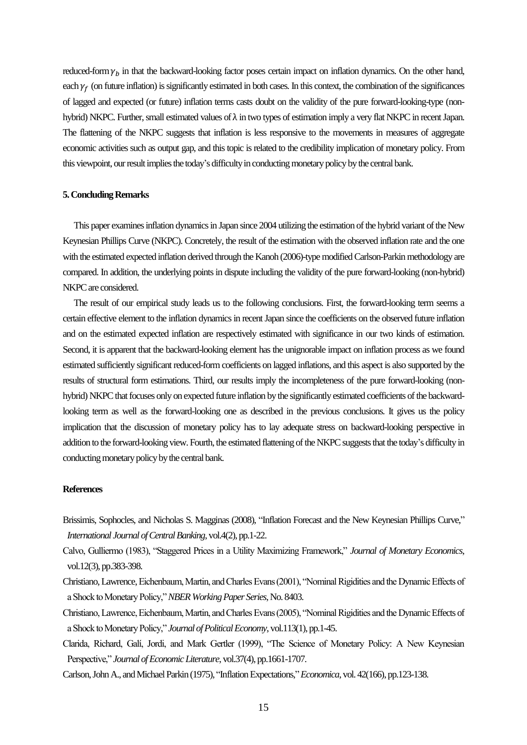reduced-form $\gamma_b$ in that the backward-looking factor poses certain impact on inflation dynamics. On the other hand, each $\gamma_f$ (on future inflation) is significantly estimated in both cases. In this context, the combination of the significances of lagged and expected (or future) inflation terms casts doubt on the validity of the pure forward-looking-type (non-hybrid) NKPC. Further, small estimated values of λ in two types of estimation imply a very flat NKPC in recent Japan. The flattening of the NKPC suggests that inflation is less responsive to the movements in measures of aggregate economic activities such as output gap, and this topic is related to the credibility implication of monetary policy. From this viewpoint, our result implies the today's difficulty in conducting monetary policy by the central bank.

## 5. Concluding Remarks

This paper examines inflation dynamics in Japan since 2004 utilizing the estimation of the hybrid variant of the New Keynesian Phillips Curve (NKPC). Concretely, the result of the estimation with the observed inflation rate and the one with the estimated expected inflation derived through the Kanoh (2006)-type modified Carlson-Parkin methodology are compared. In addition, the underlying points in dispute including the validity of the pure forward-looking (non-hybrid) NKPC are considered.

The result of our empirical study leads us to the following conclusions. First, the forward-looking term seems a certain effective element to the inflation dynamics in recent Japan since the coefficients on the observed future inflation and on the estimated expected inflation are respectively estimated with significance in our two kinds of estimation. Second, it is apparent that the backward-looking element has the unignorable impact on inflation process as we found estimated sufficiently significant reduced-form coefficients on lagged inflations, and this aspect is also supported by the results of structural form estimations. Third, our results imply the incompleteness of the pure forward-looking (non-hybrid) NKPC that focuses only on expected future inflation by the significantly estimated coefficients of the backward-looking term as well as the forward-looking one as described in the previous conclusions. It gives us the policy implication that the discussion of monetary policy has to lay adequate stress on backward-looking perspective in addition to the forward-looking view. Fourth, the estimated flattening of the NKPC suggests that the today's difficulty in conducting monetary policy by the central bank.

## References

Brissimis, Sophocles, and Nicholas S. Magginas (2008), "Inflation Forecast and the New Keynesian Phillips Curve," *International Journal of Central Banking*, vol.4(2), pp.1-22.

Calvo, Gulliermo (1983), "Staggered Prices in a Utility Maximizing Framework," *Journal of Monetary Economics*, vol.12(3), pp.383-398.

Christiano, Lawrence, Eichenbaum, Martin, and Charles Evans (2001), "Nominal Rigidities and the Dynamic Effects of a Shock to Monetary Policy," *NBER Working Paper Series*, No. 8403.

Christiano, Lawrence, Eichenbaum, Martin, and Charles Evans (2005), "Nominal Rigidities and the Dynamic Effects of a Shock to Monetary Policy," *Journal of Political Economy*, vol.113(1), pp.1-45.

Clarida, Richard, Galí, Jordi, and Mark Gertler (1999), "The Science of Monetary Policy: A New Keynesian Perspective," *Journal of Economic Literature*, vol.37(4), pp.1661-1707.

Carlson, John A., and Michael Parkin (1975), "Inflation Expectations," *Economica*, vol. 42(166), pp.123-138.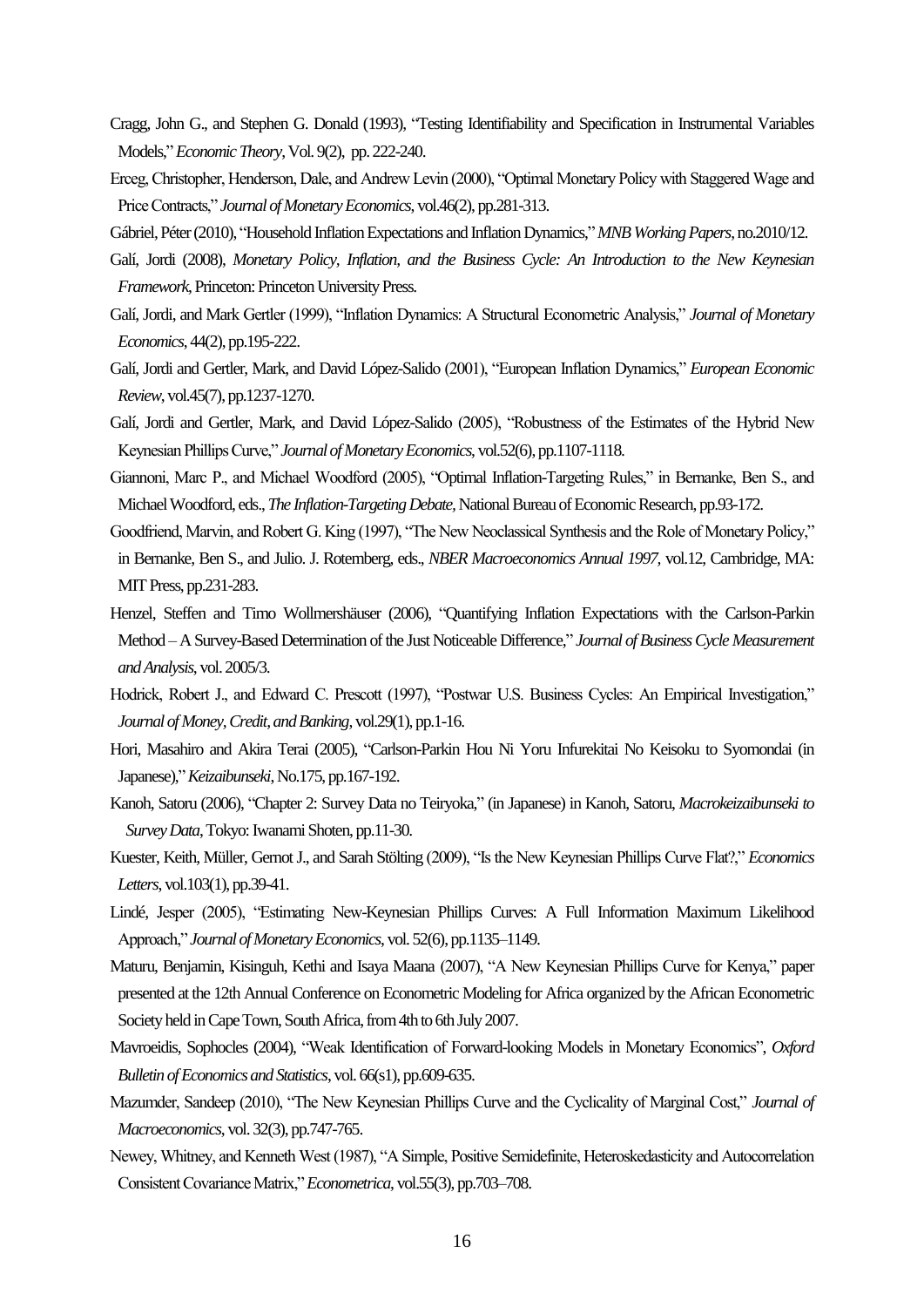Cragg, John G., and Stephen G. Donald (1993), "Testing Identifiability and Specification in Instrumental Variables Models," *Economic Theory*, Vol. 9(2), pp. 222-240.

Erceg, Christopher, Henderson, Dale, and Andrew Levin (2000), "Optimal Monetary Policy with Staggered Wage and Price Contracts," *Journal of Monetary Economics*, vol.46(2), pp.281-313.

Gábriel, Péter (2010), "Household Inflation Expectations and Inflation Dynamics," *MNB Working Papers*, no.2010/12.

Galí, Jordi (2008), *Monetary Policy, Inflation, and the Business Cycle: An Introduction to the New Keynesian Framework*, Princeton: Princeton University Press.

Galí, Jordi, and Mark Gertler (1999), "Inflation Dynamics: A Structural Econometric Analysis," *Journal of Monetary Economics*, 44(2), pp.195-222.

Galí, Jordi and Gertler, Mark, and David López-Salido (2001), "European Inflation Dynamics," *European Economic Review*, vol.45(7), pp.1237-1270.

Galí, Jordi and Gertler, Mark, and David López-Salido (2005), "Robustness of the Estimates of the Hybrid New Keynesian Phillips Curve," *Journal of Monetary Economics*, vol.52(6), pp.1107-1118.

Giannoni, Marc P., and Michael Woodford (2005), "Optimal Inflation-Targeting Rules," in Bernanke, Ben S., and Michael Woodford, eds., *The Inflation-Targeting Debate*, National Bureau of Economic Research, pp.93-172.

Goodfriend, Marvin, and Robert G. King (1997), "The New Neoclassical Synthesis and the Role of Monetary Policy," in Bernanke, Ben S., and Julio. J. Rotemberg, eds., *NBER Macroeconomics Annual 1997*, vol.12, Cambridge, MA: MIT Press, pp.231-283.

Henzel, Steffen and Timo Wollmershäuser (2006), "Quantifying Inflation Expectations with the Carlson-Parkin Method – A Survey-Based Determination of the Just Noticeable Difference," *Journal of Business Cycle Measurement and Analysis*, vol. 2005/3.

Hodrick, Robert J., and Edward C. Prescott (1997), "Postwar U.S. Business Cycles: An Empirical Investigation," *Journal of Money, Credit, and Banking*, vol.29(1), pp.1-16.

Hori, Masahiro and Akira Terai (2005), "Carlson-Parkin Hou Ni Yoru Infurekitai No Keisoku to Syomondai (in Japanese)," *Keizaibunseki*, No.175, pp.167-192.

Kanoh, Satoru (2006), "Chapter 2: Survey Data no Teiryoka," (in Japanese) in Kanoh, Satoru, *Macrokeizaibunseki to Survey Data*, Tokyo: Iwanami Shoten, pp.11-30.

Kuester, Keith, Müller, Gernot J., and Sarah Stölting (2009), "Is the New Keynesian Phillips Curve Flat?," *Economics Letters*, vol.103(1), pp.39-41.

Lindé, Jesper (2005), "Estimating New-Keynesian Phillips Curves: A Full Information Maximum Likelihood Approach," *Journal of Monetary Economics*, vol. 52(6), pp.1135–1149.

Maturu, Benjamin, Kisinguh, Kethi and Isaya Maana (2007), "A New Keynesian Phillips Curve for Kenya," paper presented at the 12th Annual Conference on Econometric Modeling for Africa organized by the African Econometric Society held in Cape Town, South Africa, from 4th to 6th July 2007.

Mavroeidis, Sophocles (2004), "Weak Identification of Forward-looking Models in Monetary Economics", *Oxford Bulletin of Economics and Statistics*, vol. 66(s1), pp.609-635.

Mazumder, Sandeep (2010), "The New Keynesian Phillips Curve and the Cyclicality of Marginal Cost," *Journal of Macroeconomics*, vol. 32(3), pp.747-765.

Newey, Whitney, and Kenneth West (1987), "A Simple, Positive Semidefinite, Heteroskedasticity and Autocorrelation Consistent Covariance Matrix," *Econometrica*, vol.55(3), pp.703–708.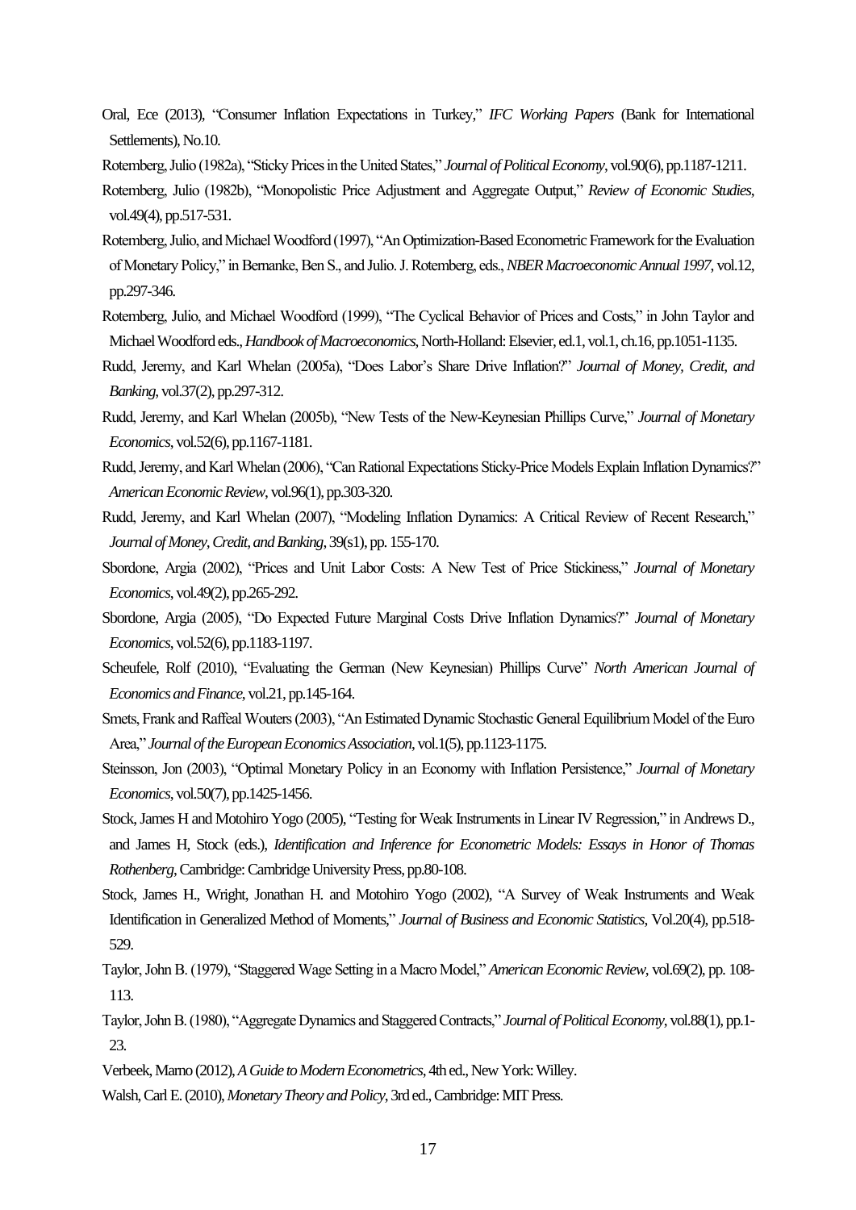Oral, Ece (2013), "Consumer Inflation Expectations in Turkey," *IFC Working Papers* (Bank for International Settlements), No.10.

Rotemberg, Julio (1982a), "Sticky Prices in the United States," *Journal of Political Economy*, vol.90(6), pp.1187-1211.

Rotemberg, Julio (1982b), "Monopolistic Price Adjustment and Aggregate Output," *Review of Economic Studies*, vol.49(4), pp.517-531.

Rotemberg, Julio, and Michael Woodford (1997), "An Optimization-Based Econometric Framework for the Evaluation of Monetary Policy," in Bernanke, Ben S., and Julio. J. Rotemberg, eds., *NBER Macroeconomic Annual 1997*, vol.12, pp.297-346.

Rotemberg, Julio, and Michael Woodford (1999), "The Cyclical Behavior of Prices and Costs," in John Taylor and Michael Woodford eds., *Handbook of Macroeconomics*, North-Holland: Elsevier, ed.1, vol.1, ch.16, pp.1051-1135.

Rudd, Jeremy, and Karl Whelan (2005a), "Does Labor's Share Drive Inflation?" *Journal of Money, Credit, and Banking*, vol.37(2), pp.297-312.

Rudd, Jeremy, and Karl Whelan (2005b), "New Tests of the New-Keynesian Phillips Curve," *Journal of Monetary Economics*, vol.52(6), pp.1167-1181.

Rudd, Jeremy, and Karl Whelan (2006), "Can Rational Expectations Sticky-Price Models Explain Inflation Dynamics?" *American Economic Review*, vol.96(1), pp.303-320.

Rudd, Jeremy, and Karl Whelan (2007), "Modeling Inflation Dynamics: A Critical Review of Recent Research," *Journal of Money, Credit, and Banking*, 39(s1), pp. 155-170.

Sbordone, Argia (2002), "Prices and Unit Labor Costs: A New Test of Price Stickiness," *Journal of Monetary Economics*, vol.49(2), pp.265-292.

Sbordone, Argia (2005), "Do Expected Future Marginal Costs Drive Inflation Dynamics?" *Journal of Monetary Economics*, vol.52(6), pp.1183-1197.

Scheufele, Rolf (2010), "Evaluating the German (New Keynesian) Phillips Curve" *North American Journal of Economics and Finance*, vol.21, pp.145-164.

Smets, Frank and Raffeal Wouters (2003), "An Estimated Dynamic Stochastic General Equilibrium Model of the Euro Area," *Journal of the European Economics Association*, vol.1(5), pp.1123-1175.

Steinsson, Jon (2003), "Optimal Monetary Policy in an Economy with Inflation Persistence," *Journal of Monetary Economics*, vol.50(7), pp.1425-1456.

Stock, James H and Motohiro Yogo (2005), "Testing for Weak Instruments in Linear IV Regression," in Andrews D., and James H, Stock (eds.), *Identification and Inference for Econometric Models: Essays in Honor of Thomas Rothenberg*, Cambridge: Cambridge University Press, pp.80-108.

Stock, James H., Wright, Jonathan H. and Motohiro Yogo (2002), "A Survey of Weak Instruments and Weak Identification in Generalized Method of Moments," *Journal of Business and Economic Statistics*, Vol.20(4), pp.518-529.

Taylor, John B. (1979), "Staggered Wage Setting in a Macro Model," *American Economic Review*, vol.69(2), pp. 108-113.

Taylor, John B. (1980), "Aggregate Dynamics and Staggered Contracts," *Journal of Political Economy*, vol.88(1), pp.1-23.

Verbeek, Marno (2012), *A Guide to Modern Econometrics*, 4th ed., New York: Willey.

Walsh, Carl E. (2010), *Monetary Theory and Policy*, 3rd ed., Cambridge: MIT Press.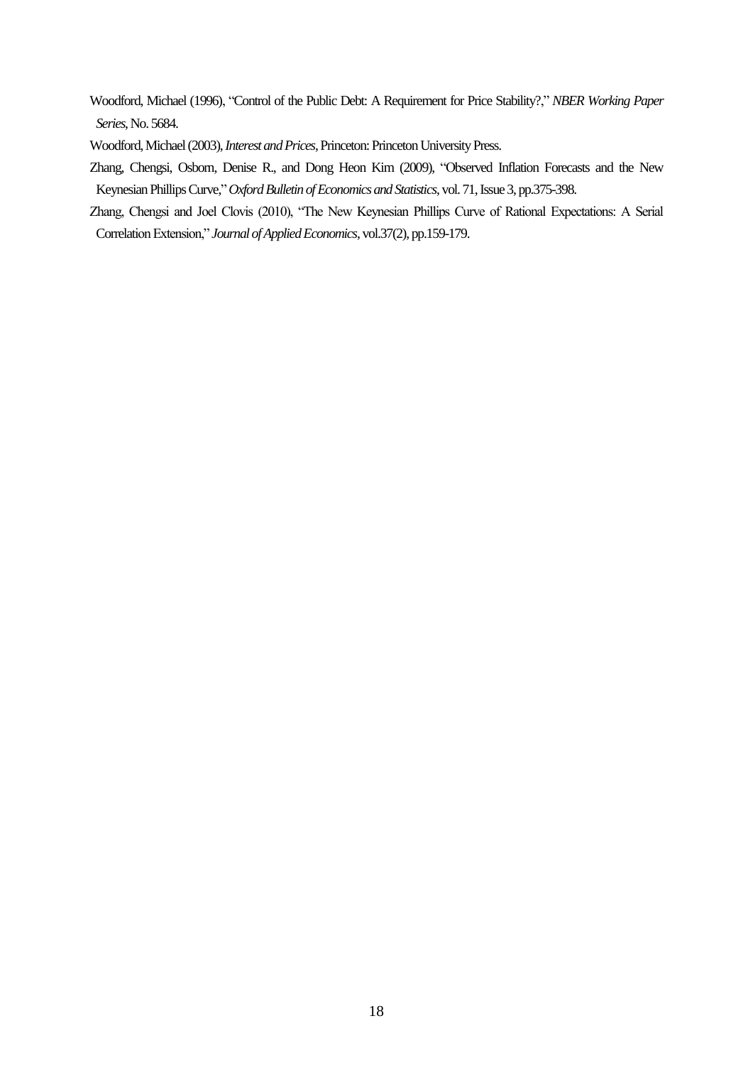Woodford, Michael (1996), "Control of the Public Debt: A Requirement for Price Stability?," *NBER Working Paper Series*, No. 5684.

Woodford, Michael (2003), *Interest and Prices*, Princeton: Princeton University Press.

Zhang, Chengsi, Osborn, Denise R., and Dong Heon Kim (2009), "Observed Inflation Forecasts and the New Keynesian Phillips Curve," *Oxford Bulletin of Economics and Statistics*, vol. 71, Issue 3, pp.375-398.

Zhang, Chengsi and Joel Clovis (2010), "The New Keynesian Phillips Curve of Rational Expectations: A Serial Correlation Extension," *Journal of Applied Economics*, vol.37(2), pp.159-179.